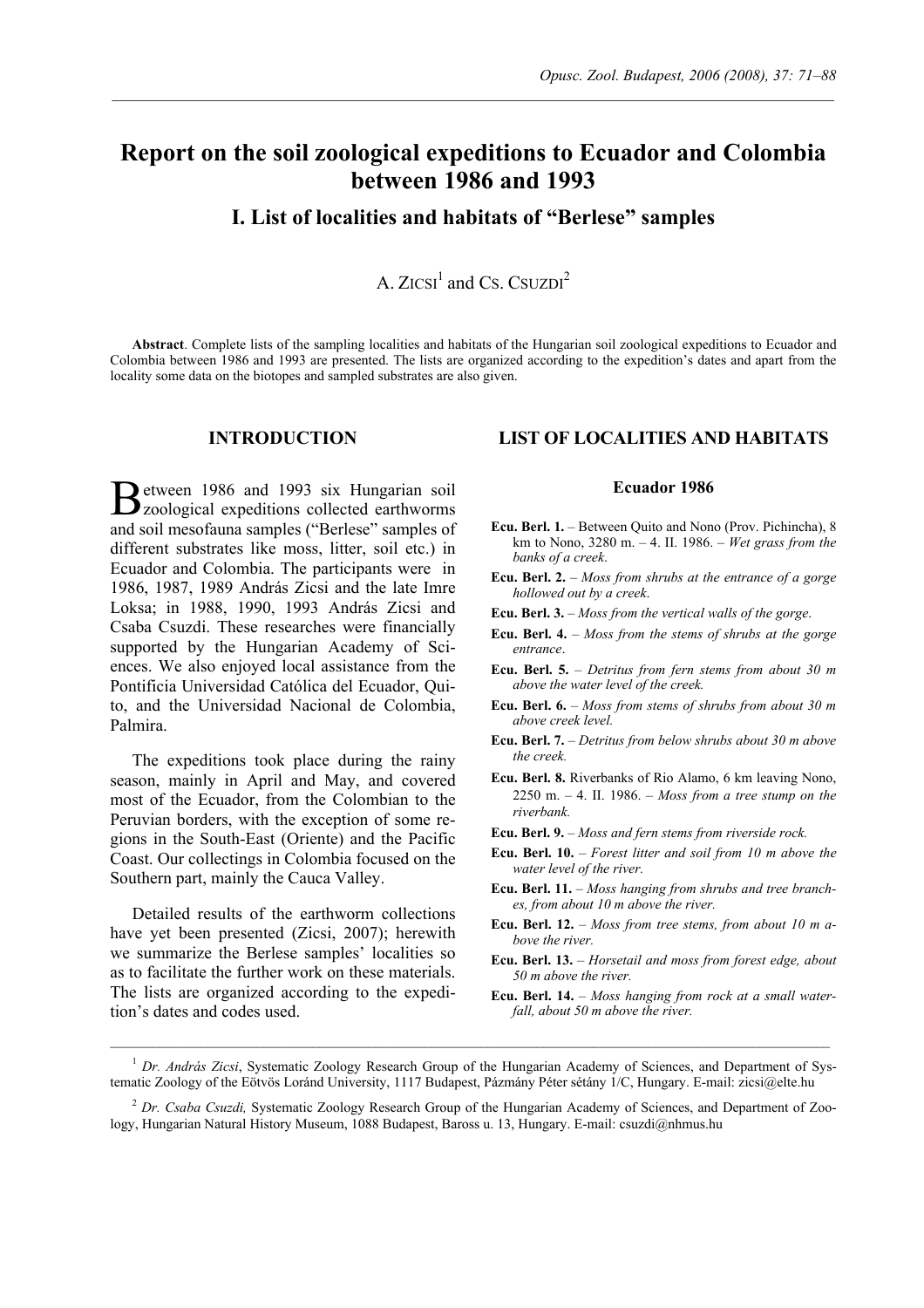# Report on the soil zoological expeditions to Ecuador and Colombia between 1986 and 1993

## I. List of localities and habitats of "Berlese" samples

A. ZICSI[1] and CS. CSUZDI[2]

**Abstract**. Complete lists of the sampling localities and habitats of the Hungarian soil zoological expeditions to Ecuador and Colombia between 1986 and 1993 are presented. The lists are organized according to the expedition's dates and apart from the locality some data on the biotopes and sampled substrates are also given.

## INTRODUCTION

Between 1986 and 1993 six Hungarian soil zoological expeditions collected earthworms and soil mesofauna samples ("Berlese" samples of different substrates like moss, litter, soil etc.) in Ecuador and Colombia. The participants were in 1986, 1987, 1989 András Zicsi and the late Imre Loksa; in 1988, 1990, 1993 András Zicsi and Csaba Csuzdi. These researches were financially supported by the Hungarian Academy of Sciences. We also enjoyed local assistance from the Pontificia Universidad Católica del Ecuador, Quito, and the Universidad Nacional de Colombia, Palmira.

The expeditions took place during the rainy season, mainly in April and May, and covered most of the Ecuador, from the Colombian to the Peruvian borders, with the exception of some regions in the South-East (Oriente) and the Pacific Coast. Our collectings in Colombia focused on the Southern part, mainly the Cauca Valley.

Detailed results of the earthworm collections have yet been presented (Zicsi, 2007); herewith we summarize the Berlese samples' localities so as to facilitate the further work on these materials. The lists are organized according to the expedition's dates and codes used.

## LIST OF LOCALITIES AND HABITATS

### Ecuador 1986

**Ecu. Berl. 1.** – Between Quito and Nono (Prov. Pichincha), 8 km to Nono, 3280 m. – 4. II. 1986. – *Wet grass from the banks of a creek*.

**Ecu. Berl. 2.** – *Moss from shrubs at the entrance of a gorge hollowed out by a creek*.

**Ecu. Berl. 3.** – *Moss from the vertical walls of the gorge*.

**Ecu. Berl. 4.** – *Moss from the stems of shrubs at the gorge entrance*.

**Ecu. Berl. 5.** – *Detritus from fern stems from about 30 m above the water level of the creek.*

**Ecu. Berl. 6.** – *Moss from stems of shrubs from about 30 m above creek level.*

**Ecu. Berl. 7.** – *Detritus from below shrubs about 30 m above the creek.*

**Ecu. Berl. 8.** Riverbanks of Rio Alamo, 6 km leaving Nono, 2250 m. – 4. II. 1986. – *Moss from a tree stump on the riverbank.*

**Ecu. Berl. 9.** – *Moss and fern stems from riverside rock.*

**Ecu. Berl. 10.** – *Forest litter and soil from 10 m above the water level of the river.*

**Ecu. Berl. 11.** – *Moss hanging from shrubs and tree branches, from about 10 m above the river.*

**Ecu. Berl. 12.** – *Moss from tree stems, from about 10 m above the river.*

**Ecu. Berl. 13.** – *Horsetail and moss from forest edge, about 50 m above the river.*

**Ecu. Berl. 14.** – *Moss hanging from rock at a small waterfall, about 50 m above the river.*

---

[1] *Dr. András Zicsi*, Systematic Zoology Research Group of the Hungarian Academy of Sciences, and Department of Systematic Zoology of the Eötvös Loránd University, 1117 Budapest, Pázmány Péter sétány 1/C, Hungary. E-mail: zicsi@elte.hu

[2] *Dr. Csaba Csuzdi,* Systematic Zoology Research Group of the Hungarian Academy of Sciences, and Department of Zoology, Hungarian Natural History Museum, 1088 Budapest, Baross u. 13, Hungary. E-mail: csuzdi@nhmus.hu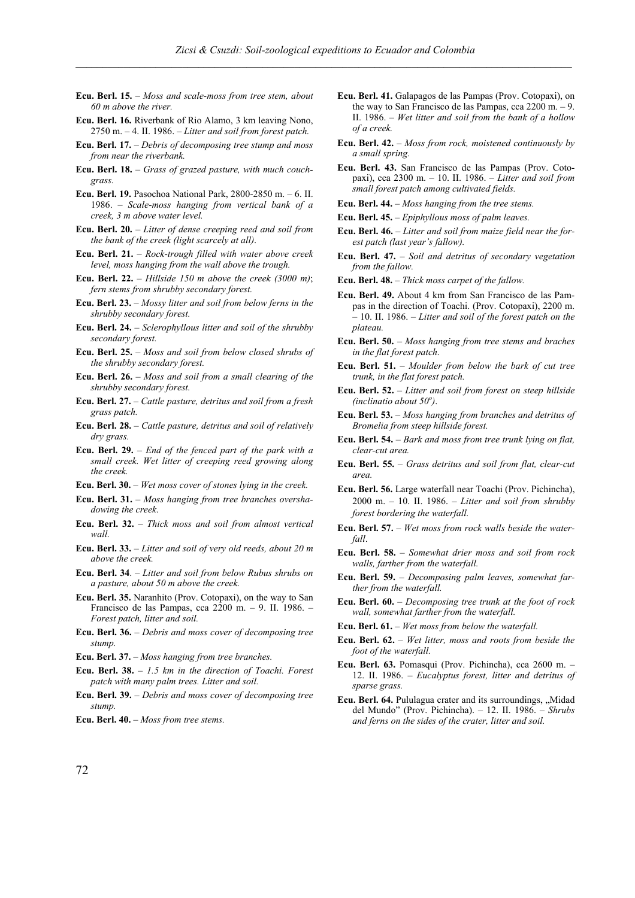**Ecu. Berl. 15.** – *Moss and scale-moss from tree stem, about 60 m above the river.*

**Ecu. Berl. 16.** Riverbank of Rio Alamo, 3 km leaving Nono, 2750 m. – 4. II. 1986. – *Litter and soil from forest patch.*

**Ecu. Berl. 17.** – *Debris of decomposing tree stump and moss from near the riverbank.*

**Ecu. Berl. 18.** – *Grass of grazed pasture, with much couch-grass.*

**Ecu. Berl. 19.** Pasochoa National Park, 2800-2850 m. – 6. II. 1986. – *Scale-moss hanging from vertical bank of a creek, 3 m above water level.*

**Ecu. Berl. 20.** – *Litter of dense creeping reed and soil from the bank of the creek (light scarcely at all).*

**Ecu. Berl. 21.** – *Rock-trough filled with water above creek level, moss hanging from the wall above the trough.*

**Ecu. Berl. 22.** – *Hillside 150 m above the creek (3000 m)*; *fern stems from shrubby secondary forest.*

**Ecu. Berl. 23.** – *Mossy litter and soil from below ferns in the shrubby secondary forest.*

**Ecu. Berl. 24.** – *Sclerophyllous litter and soil of the shrubby secondary forest.*

**Ecu. Berl. 25.** – *Moss and soil from below closed shrubs of the shrubby secondary forest.*

**Ecu. Berl. 26.** – *Moss and soil from a small clearing of the shrubby secondary forest.*

**Ecu. Berl. 27.** – *Cattle pasture, detritus and soil from a fresh grass patch.*

**Ecu. Berl. 28.** – *Cattle pasture, detritus and soil of relatively dry grass.*

**Ecu. Berl. 29.** – *End of the fenced part of the park with a small creek. Wet litter of creeping reed growing along the creek.*

**Ecu. Berl. 30.** – *Wet moss cover of stones lying in the creek.*

**Ecu. Berl. 31.** – *Moss hanging from tree branches overshadowing the creek*.

**Ecu. Berl. 32.** – *Thick moss and soil from almost vertical wall.*

**Ecu. Berl. 33.** – *Litter and soil of very old reeds, about 20 m above the creek.*

**Ecu. Berl. 34**. – *Litter and soil from below Rubus shrubs on a pasture, about 50 m above the creek.*

**Ecu. Berl. 35.** Naranhito (Prov. Cotopaxi), on the way to San Francisco de las Pampas, cca 2200 m. – 9. II. 1986. – *Forest patch, litter and soil.*

**Ecu. Berl. 36.** – *Debris and moss cover of decomposing tree stump.*

**Ecu. Berl. 37.** – *Moss hanging from tree branches.*

**Ecu. Berl. 38.** – *1.5 km in the direction of Toachi. Forest patch with many palm trees. Litter and soil.*

**Ecu. Berl. 39.** – *Debris and moss cover of decomposing tree stump.*

**Ecu. Berl. 40.** – *Moss from tree stems.*

**Ecu. Berl. 41.** Galapagos de las Pampas (Prov. Cotopaxi), on the way to San Francisco de las Pampas, cca 2200 m. – 9. II. 1986. – *Wet litter and soil from the bank of a hollow of a creek.*

**Ecu. Berl. 42.** – *Moss from rock, moistened continuously by a small spring.*

**Ecu. Berl. 43.** San Francisco de las Pampas (Prov. Cotopaxi), cca 2300 m. – 10. II. 1986. – *Litter and soil from small forest patch among cultivated fields.*

**Ecu. Berl. 44.** – *Moss hanging from the tree stems.*

**Ecu. Berl. 45.** – *Epiphyllous moss of palm leaves.*

**Ecu. Berl. 46.** – *Litter and soil from maize field near the forest patch (last year's fallow).*

**Ecu. Berl. 47.** – *Soil and detritus of secondary vegetation from the fallow.*

**Ecu. Berl. 48.** – *Thick moss carpet of the fallow.*

**Ecu. Berl. 49.** About 4 km from San Francisco de las Pampas in the direction of Toachi. (Prov. Cotopaxi), 2200 m. – 10. II. 1986. – *Litter and soil of the forest patch on the plateau.*

**Ecu. Berl. 50.** – *Moss hanging from tree stems and braches in the flat forest patch.*

**Ecu. Berl. 51.** – *Moulder from below the bark of cut tree trunk, in the flat forest patch.*

**Ecu. Berl. 52.** – *Litter and soil from forest on steep hillside (inclinatio about 50$^o$)*.

**Ecu. Berl. 53.** – *Moss hanging from branches and detritus of Bromelia from steep hillside forest.*

**Ecu. Berl. 54.** – *Bark and moss from tree trunk lying on flat, clear-cut area.*

**Ecu. Berl. 55.** – *Grass detritus and soil from flat, clear-cut area.*

**Ecu. Berl. 56.** Large waterfall near Toachi (Prov. Pichincha), 2000 m. – 10. II. 1986. – *Litter and soil from shrubby forest bordering the waterfall.*

**Ecu. Berl. 57.** – *Wet moss from rock walls beside the waterfall*.

**Ecu. Berl. 58.** – *Somewhat drier moss and soil from rock walls, farther from the waterfall.*

**Ecu. Berl. 59.** – *Decomposing palm leaves, somewhat farther from the waterfall.*

**Ecu. Berl. 60.** – *Decomposing tree trunk at the foot of rock wall, somewhat farther from the waterfall.*

**Ecu. Berl. 61.** – *Wet moss from below the waterfall.*

**Ecu. Berl. 62.** – *Wet litter, moss and roots from beside the foot of the waterfall.*

**Ecu. Berl. 63.** Pomasqui (Prov. Pichincha), cca 2600 m. – 12. II. 1986. – *Eucalyptus forest, litter and detritus of sparse grass.*

**Ecu. Berl. 64.** Pululagua crater and its surroundings, „Midad del Mundo" (Prov. Pichincha). – 12. II. 1986. – *Shrubs and ferns on the sides of the crater, litter and soil.*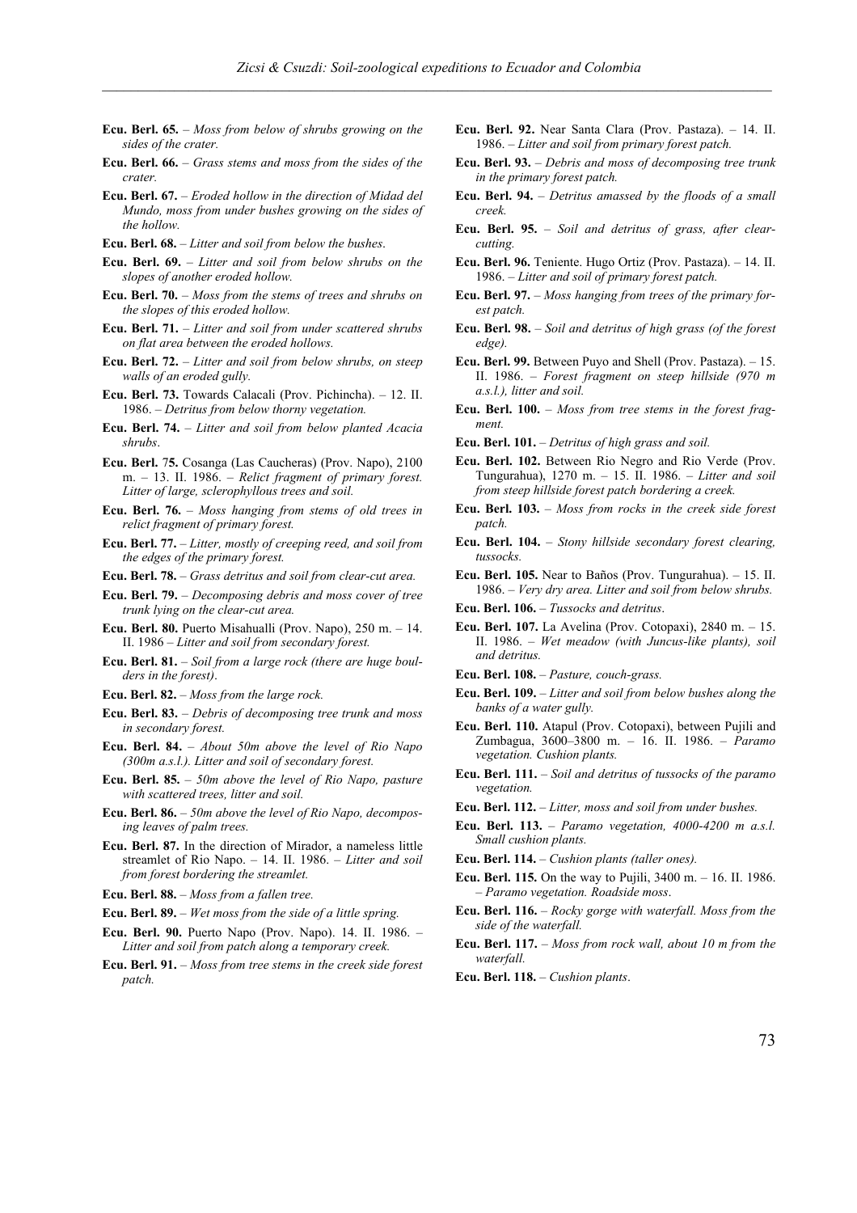**Ecu. Berl. 65.** – *Moss from below of shrubs growing on the sides of the crater.*

**Ecu. Berl. 66.** – *Grass stems and moss from the sides of the crater.*

**Ecu. Berl. 67.** – *Eroded hollow in the direction of Midad del Mundo, moss from under bushes growing on the sides of the hollow.*

**Ecu. Berl. 68.** – *Litter and soil from below the bushes*.

**Ecu. Berl. 69.** – *Litter and soil from below shrubs on the slopes of another eroded hollow.*

**Ecu. Berl. 70.** – *Moss from the stems of trees and shrubs on the slopes of this eroded hollow.*

**Ecu. Berl. 71.** – *Litter and soil from under scattered shrubs on flat area between the eroded hollows.*

**Ecu. Berl. 72.** – *Litter and soil from below shrubs, on steep walls of an eroded gully.*

**Ecu. Berl. 73.** Towards Calacali (Prov. Pichincha). – 12. II. 1986. – *Detritus from below thorny vegetation.*

**Ecu. Berl. 74.** – *Litter and soil from below planted Acacia shrubs*.

**Ecu. Berl.** 7**5.** Cosanga (Las Caucheras) (Prov. Napo), 2100 m. – 13. II. 1986. – *Relict fragment of primary forest. Litter of large, sclerophyllous trees and soil.*

**Ecu. Berl. 76.** – *Moss hanging from stems of old trees in relict fragment of primary forest.*

**Ecu. Berl. 77.** – *Litter, mostly of creeping reed, and soil from the edges of the primary forest.*

**Ecu. Berl. 78.** – *Grass detritus and soil from clear-cut area.*

**Ecu. Berl. 79.** – *Decomposing debris and moss cover of tree trunk lying on the clear-cut area.*

**Ecu. Berl. 80.** Puerto Misahualli (Prov. Napo), 250 m. – 14. II. 1986 – *Litter and soil from secondary forest.*

**Ecu. Berl. 81.** – *Soil from a large rock (there are huge boulders in the forest)*.

**Ecu. Berl. 82.** – *Moss from the large rock.*

**Ecu. Berl. 83.** – *Debris of decomposing tree trunk and moss in secondary forest.*

**Ecu. Berl. 84.** – *About 50m above the level of Rio Napo (300m a.s.l.). Litter and soil of secondary forest.*

**Ecu. Berl. 85.** – *50m above the level of Rio Napo, pasture with scattered trees, litter and soil.*

**Ecu. Berl. 86.** – *50m above the level of Rio Napo, decomposing leaves of palm trees.*

**Ecu. Berl. 87.** In the direction of Mirador, a nameless little streamlet of Rio Napo. – 14. II. 1986. – *Litter and soil from forest bordering the streamlet.*

**Ecu. Berl. 88.** – *Moss from a fallen tree.*

**Ecu. Berl. 89.** – *Wet moss from the side of a little spring.*

**Ecu. Berl. 90.** Puerto Napo (Prov. Napo). 14. II. 1986. – *Litter and soil from patch along a temporary creek.*

**Ecu. Berl. 91.** – *Moss from tree stems in the creek side forest patch.*

**Ecu. Berl. 92.** Near Santa Clara (Prov. Pastaza). – 14. II. 1986. – *Litter and soil from primary forest patch.*

**Ecu. Berl. 93.** – *Debris and moss of decomposing tree trunk in the primary forest patch.*

**Ecu. Berl. 94.** – *Detritus amassed by the floods of a small creek.*

**Ecu. Berl. 95.** – *Soil and detritus of grass, after clear-cutting.*

**Ecu. Berl. 96.** Teniente. Hugo Ortiz (Prov. Pastaza). – 14. II. 1986. – *Litter and soil of primary forest patch.*

**Ecu. Berl. 97.** – *Moss hanging from trees of the primary forest patch.*

**Ecu. Berl. 98.** – *Soil and detritus of high grass (of the forest edge).*

**Ecu. Berl. 99.** Between Puyo and Shell (Prov. Pastaza). – 15. II. 1986. – *Forest fragment on steep hillside (970 m a.s.l.), litter and soil.*

**Ecu. Berl. 100.** – *Moss from tree stems in the forest fragment.*

**Ecu. Berl. 101.** – *Detritus of high grass and soil.*

**Ecu. Berl. 102.** Between Rio Negro and Rio Verde (Prov. Tungurahua), 1270 m. – 15. II. 1986. – *Litter and soil from steep hillside forest patch bordering a creek.*

**Ecu. Berl. 103.** – *Moss from rocks in the creek side forest patch.*

**Ecu. Berl. 104.** – *Stony hillside secondary forest clearing, tussocks.*

**Ecu. Berl. 105.** Near to Baños (Prov. Tungurahua). – 15. II. 1986. – *Very dry area. Litter and soil from below shrubs.*

**Ecu. Berl. 106.** – *Tussocks and detritus*.

**Ecu. Berl. 107.** La Avelina (Prov. Cotopaxi), 2840 m. – 15. II. 1986. – *Wet meadow (with Juncus-like plants), soil and detritus.*

**Ecu. Berl. 108.** – *Pasture, couch-grass.*

**Ecu. Berl. 109.** – *Litter and soil from below bushes along the banks of a water gully.*

**Ecu. Berl. 110.** Atapul (Prov. Cotopaxi), between Pujili and Zumbagua, 3600–3800 m. – 16. II. 1986. – *Paramo vegetation. Cushion plants.*

**Ecu. Berl. 111.** – *Soil and detritus of tussocks of the paramo vegetation.*

**Ecu. Berl. 112.** – *Litter, moss and soil from under bushes.*

**Ecu. Berl. 113.** – *Paramo vegetation, 4000-4200 m a.s.l. Small cushion plants.*

**Ecu. Berl. 114.** – *Cushion plants (taller ones).*

**Ecu. Berl. 115.** On the way to Pujili, 3400 m. – 16. II. 1986. – *Paramo vegetation. Roadside moss*.

**Ecu. Berl. 116.** – *Rocky gorge with waterfall. Moss from the side of the waterfall.*

**Ecu. Berl. 117.** – *Moss from rock wall, about 10 m from the waterfall.*

**Ecu. Berl. 118.** – *Cushion plants*.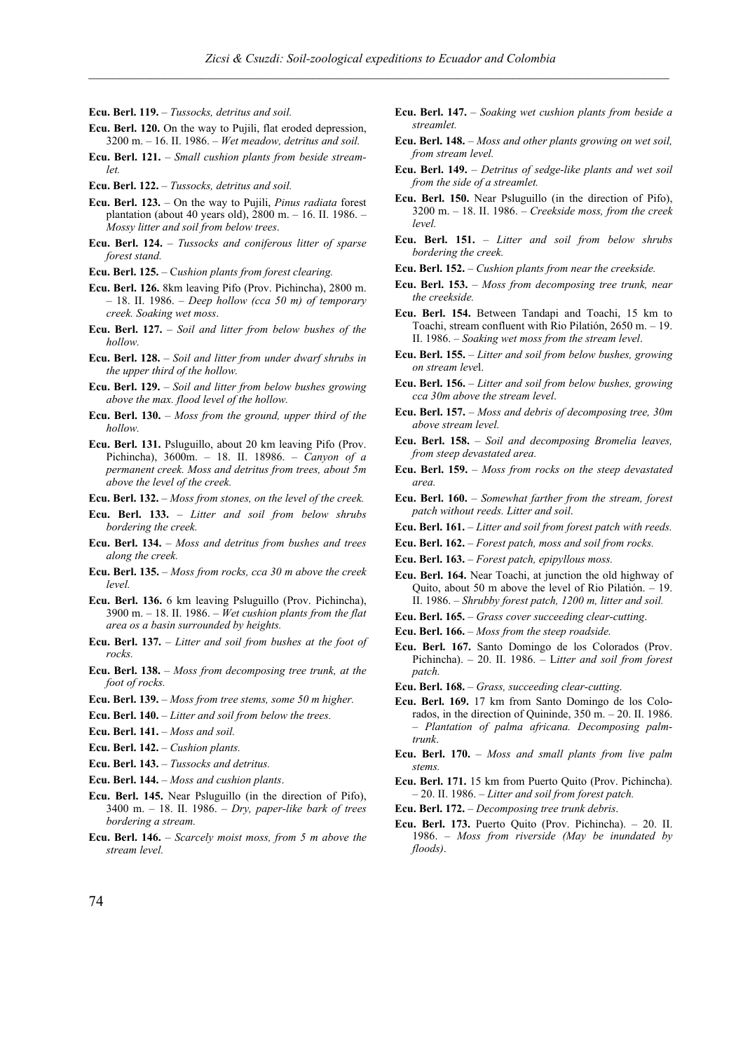**Ecu. Berl. 119.** – *Tussocks, detritus and soil.*

**Ecu. Berl. 120.** On the way to Pujili, flat eroded depression, 3200 m. – 16. II. 1986. – *Wet meadow, detritus and soil.*

**Ecu. Berl. 121.** – *Small cushion plants from beside streamlet.*

**Ecu. Berl. 122.** – *Tussocks, detritus and soil.*

**Ecu. Berl. 123.** – On the way to Pujili, *Pinus radiata* forest plantation (about 40 years old), 2800 m. – 16. II. 1986. – *Mossy litter and soil from below trees*.

**Ecu. Berl. 124.** – *Tussocks and coniferous litter of sparse forest stand.*

**Ecu. Berl. 125.** – C*ushion plants from forest clearing.*

**Ecu. Berl. 126.** 8km leaving Pifo (Prov. Pichincha), 2800 m. – 18. II. 1986. – *Deep hollow (cca 50 m) of temporary creek. Soaking wet moss*.

**Ecu. Berl. 127.** – *Soil and litter from below bushes of the hollow.*

**Ecu. Berl. 128.** – *Soil and litter from under dwarf shrubs in the upper third of the hollow.*

**Ecu. Berl. 129.** – *Soil and litter from below bushes growing above the max. flood level of the hollow.*

**Ecu. Berl. 130.** – *Moss from the ground, upper third of the hollow.*

**Ecu. Berl. 131.** Psluguillo, about 20 km leaving Pifo (Prov. Pichincha), 3600m. – 18. II. 18986. – *Canyon of a permanent creek. Moss and detritus from trees, about 5m above the level of the creek.*

**Ecu. Berl. 132.** – *Moss from stones, on the level of the creek.*

**Ecu. Berl. 133.** – *Litter and soil from below shrubs bordering the creek.*

**Ecu. Berl. 134.** – *Moss and detritus from bushes and trees along the creek.*

**Ecu. Berl. 135.** – *Moss from rocks, cca 30 m above the creek level.*

**Ecu. Berl. 136.** 6 km leaving Psluguillo (Prov. Pichincha), 3900 m. – 18. II. 1986. – *Wet cushion plants from the flat area os a basin surrounded by heights.*

**Ecu. Berl. 137.** – *Litter and soil from bushes at the foot of rocks.*

**Ecu. Berl. 138.** – *Moss from decomposing tree trunk, at the foot of rocks.*

**Ecu. Berl. 139.** – *Moss from tree stems, some 50 m higher.*

**Ecu. Berl. 140.** – *Litter and soil from below the trees.*

**Ecu. Berl. 141.** – *Moss and soil.*

**Ecu. Berl. 142.** – *Cushion plants.*

**Ecu. Berl. 143.** – *Tussocks and detritus.*

**Ecu. Berl. 144.** – *Moss and cushion plants*.

**Ecu. Berl. 145.** Near Psluguillo (in the direction of Pifo), 3400 m. – 18. II. 1986. – *Dry, paper-like bark of trees bordering a stream.*

**Ecu. Berl. 146.** – *Scarcely moist moss, from 5 m above the stream level.*

**Ecu. Berl. 147.** – *Soaking wet cushion plants from beside a streamlet.*

**Ecu. Berl. 148.** – *Moss and other plants growing on wet soil, from stream level.*

**Ecu. Berl. 149.** – *Detritus of sedge-like plants and wet soil from the side of a streamlet.*

**Ecu. Berl. 150.** Near Psluguillo (in the direction of Pifo), 3200 m. – 18. II. 1986. – *Creekside moss, from the creek level.*

**Ecu. Berl. 151.** – *Litter and soil from below shrubs bordering the creek.*

**Ecu. Berl. 152.** – *Cushion plants from near the creekside.*

**Ecu. Berl. 153.** – *Moss from decomposing tree trunk, near the creekside.*

**Ecu. Berl. 154.** Between Tandapi and Toachi, 15 km to Toachi, stream confluent with Rio Pilatión, 2650 m. – 19. II. 1986. – *Soaking wet moss from the stream level*.

**Ecu. Berl. 155.** – *Litter and soil from below bushes, growing on stream leve*l.

**Ecu. Berl. 156.** – *Litter and soil from below bushes, growing cca 30m above the stream level*.

**Ecu. Berl. 157.** – *Moss and debris of decomposing tree, 30m above stream level.*

**Ecu. Berl. 158.** – *Soil and decomposing Bromelia leaves, from steep devastated area.*

**Ecu. Berl. 159.** – *Moss from rocks on the steep devastated area.*

**Ecu. Berl. 160.** – *Somewhat farther from the stream, forest patch without reeds. Litter and soil*.

**Ecu. Berl. 161.** – *Litter and soil from forest patch with reeds.*

**Ecu. Berl. 162.** – *Forest patch, moss and soil from rocks.*

**Ecu. Berl. 163.** – *Forest patch, epipyllous moss.*

**Ecu. Berl. 164.** Near Toachi, at junction the old highway of Quito, about 50 m above the level of Rio Pilatión. – 19. II. 1986. – *Shrubby forest patch, 1200 m, litter and soil.*

**Ecu. Berl. 165.** – *Grass cover succeeding clear-cutting*.

**Ecu. Berl. 166.** – *Moss from the steep roadside.*

**Ecu. Berl. 167.** Santo Domingo de los Colorados (Prov. Pichincha). – 20. II. 1986. – L*itter and soil from forest patch.*

**Ecu. Berl. 168.** – *Grass, succeeding clear-cutting*.

**Ecu. Berl. 169.** 17 km from Santo Domingo de los Colorados, in the direction of Quininde, 350 m. – 20. II. 1986. – *Plantation of palma africana. Decomposing palm-trunk*.

**Ecu. Berl. 170.** – *Moss and small plants from live palm stems.*

**Ecu. Berl. 171.** 15 km from Puerto Quito (Prov. Pichincha). – 20. II. 1986. – *Litter and soil from forest patch.*

**Ecu. Berl. 172.** – *Decomposing tree trunk debris*.

**Ecu. Berl. 173.** Puerto Quito (Prov. Pichincha). – 20. II. 1986. – *Moss from riverside (May be inundated by floods)*.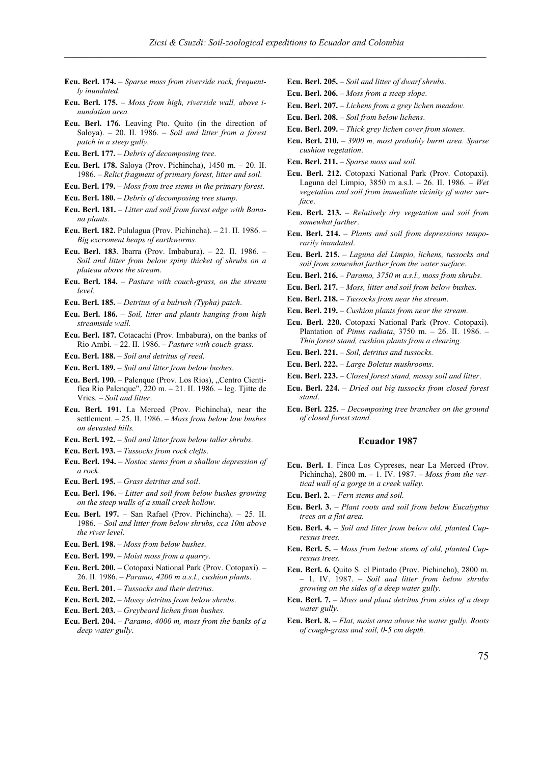**Ecu. Berl. 174.** – *Sparse moss from riverside rock, frequently inundated*.

**Ecu. Berl. 175.** – *Moss from high, riverside wall, above inundation area.*

**Ecu. Berl. 176.** Leaving Pto. Quito (in the direction of Saloya). – 20. II. 1986. – *Soil and litter from a forest patch in a steep gully.*

**Ecu. Berl. 177.** – *Debris of decomposing tree*.

**Ecu. Berl. 178.** Saloya (Prov. Pichincha), 1450 m. – 20. II. 1986. – *Relict fragment of primary forest, litter and soil*.

**Ecu. Berl. 179.** – *Moss from tree stems in the primary forest*.

**Ecu. Berl. 180.** – *Debris of decomposing tree stump*.

**Ecu. Berl. 181.** – *Litter and soil from forest edge with Banana plants.*

**Ecu. Berl. 182.** Pululagua (Prov. Pichincha). – 21. II. 1986. – *Big excrement heaps of earthworms*.

**Ecu. Berl. 183**. Ibarra (Prov. Imbabura). – 22. II. 1986. – *Soil and litter from below spiny thicket of shrubs on a plateau above the stream*.

**Ecu. Berl. 184.** – *Pasture with couch-grass, on the stream level.*

**Ecu. Berl. 185.** – *Detritus of a bulrush (Typha) patch*.

**Ecu. Berl. 186.** – *Soil, litter and plants hanging from high streamside wall.*

**Ecu. Berl. 187.** Cotacachi (Prov. Imbabura), on the banks of Rio Ambi. – 22. II. 1986. – *Pasture with couch-grass*.

**Ecu. Berl. 188.** – *Soil and detritus of reed*.

**Ecu. Berl. 189.** – *Soil and litter from below bushes*.

**Ecu. Berl. 190.** – Palenque (Prov. Los Rios), „Centro Cientifica Rio Palenque", 220 m. – 21. II. 1986. – leg. Tjitte de Vries. – *Soil and litter*.

**Ecu. Berl. 191.** La Merced (Prov. Pichincha), near the settlement. – 25. II. 1986. – *Moss from below low bushes on devasted hills.*

**Ecu. Berl. 192.** – *Soil and litter from below taller shrubs*.

**Ecu. Berl. 193.** – *Tussocks from rock clefts*.

**Ecu. Berl. 194.** – *Nostoc stems from a shallow depression of a rock*.

**Ecu. Berl. 195.** – *Grass detritus and soil*.

**Ecu. Berl. 196.** – *Litter and soil from below bushes growing on the steep walls of a small creek hollow.*

**Ecu. Berl. 197.** – San Rafael (Prov. Pichincha). – 25. II. 1986. – *Soil and litter from below shrubs, cca 10m above the river level*.

**Ecu. Berl. 198.** – *Moss from below bushes*.

**Ecu. Berl. 199.** – *Moist moss from a quarry*.

**Ecu. Berl. 200.** – Cotopaxi National Park (Prov. Cotopaxi). – 26. II. 1986. – *Paramo, 4200 m a.s.l., cushion plants*.

**Ecu. Berl. 201.** – *Tussocks and their detritus*.

**Ecu. Berl. 202.** – *Mossy detritus from below shrubs*.

**Ecu. Berl. 203.** – *Greybeard lichen from bushes*.

**Ecu. Berl. 204.** – *Paramo, 4000 m, moss from the banks of a deep water gully*.

**Ecu. Berl. 205.** – *Soil and litter of dwarf shrubs*.

**Ecu. Berl. 206.** – *Moss from a steep slope*.

**Ecu. Berl. 207.** – *Lichens from a grey lichen meadow*.

**Ecu. Berl. 208.** – *Soil from below lichens*.

**Ecu. Berl. 209.** – *Thick grey lichen cover from stones*.

**Ecu. Berl. 210.** – *3900 m, most probably burnt area. Sparse cushion vegetation*.

**Ecu. Berl. 211.** – *Sparse moss and soil*.

**Ecu. Berl. 212.** Cotopaxi National Park (Prov. Cotopaxi). Laguna del Limpio, 3850 m a.s.l. – 26. II. 1986. – *Wet vegetation and soil from immediate vicinity pf water surface*.

**Ecu. Berl. 213.** – *Relatively dry vegetation and soil from somewhat farther*.

**Ecu. Berl. 214.** – *Plants and soil from depressions temporarily inundated*.

**Ecu. Berl. 215.** – *Laguna del Limpio, lichens, tussocks and soil from somewhat farther from the water surface*.

**Ecu. Berl. 216.** – *Paramo, 3750 m a.s.l., moss from shrubs*.

**Ecu. Berl. 217.** – *Moss, litter and soil from below bushes*.

**Ecu. Berl. 218.** – *Tussocks from near the stream*.

**Ecu. Berl. 219.** – *Cushion plants from near the stream*.

**Ecu. Berl. 220.** Cotopaxi National Park (Prov. Cotopaxi). Plantation of *Pinus radiata*, 3750 m. – 26. II. 1986. – *Thin forest stand, cushion plants from a clearing.*

**Ecu. Berl. 221.** – *Soil, detritus and tussocks.*

**Ecu. Berl. 222.** – *Large Boletus mushrooms*.

**Ecu. Berl. 223.** – *Closed forest stand, mossy soil and litter*.

**Ecu. Berl. 224.** – *Dried out big tussocks from closed forest stand*.

**Ecu. Berl. 225.** – *Decomposing tree branches on the ground of closed forest stand.*

## Ecuador 1987

**Ecu. Berl. 1**. Finca Los Cypreses, near La Merced (Prov. Pichincha), 2800 m. – 1. IV. 1987. – *Moss from the vertical wall of a gorge in a creek valley.*

**Ecu. Berl. 2.** – *Fern stems and soil.*

**Ecu. Berl. 3.** – *Plant roots and soil from below Eucalyptus trees an a flat area.*

**Ecu. Berl. 4.** – *Soil and litter from below old, planted Cupressus trees.*

**Ecu. Berl. 5.** – *Moss from below stems of old, planted Cupressus trees.*

**Ecu. Berl. 6.** Quito S. el Pintado (Prov. Pichincha), 2800 m. – 1. IV. 1987. – *Soil and litter from below shrubs growing on the sides of a deep water gully.*

**Ecu. Berl. 7.** – *Moss and plant detritus from sides of a deep water gully.*

**Ecu. Berl. 8.** – *Flat, moist area above the water gully. Roots of cough-grass and soil, 0-5 cm depth.*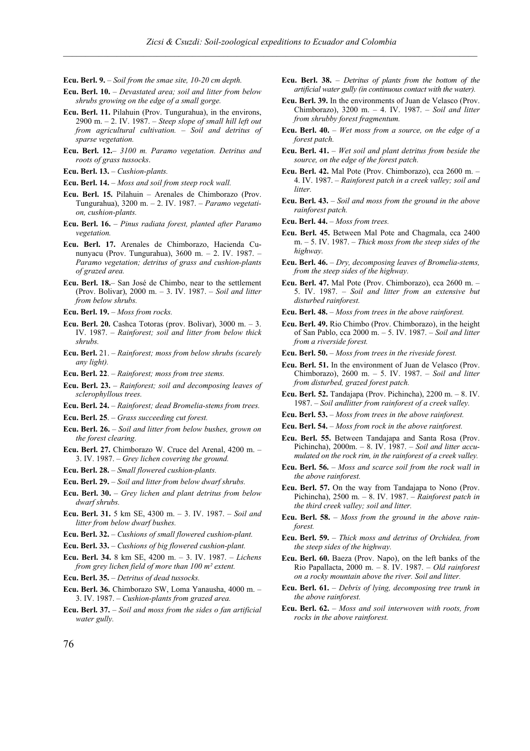**Ecu. Berl. 9.** – *Soil from the smae site, 10-20 cm depth.*

**Ecu. Berl. 10.** – *Devastated area; soil and litter from below shrubs growing on the edge of a small gorge.*

**Ecu. Berl. 11.** Pilahuin (Prov. Tungurahua), in the environs, 2900 m. – 2. IV. 1987. – *Steep slope of small hill left out from agricultural cultivation. – Soil and detritus of sparse vegetation.*

**Ecu. Berl. 12.**– *3100 m. Paramo vegetation. Detritus and roots of grass tussocks*.

**Ecu. Berl. 13.** – *Cushion-plants.*

**Ecu. Berl. 14.** – *Moss and soil from steep rock wall.*

**Ecu. Berl. 15.** Pilahuin – Arenales de Chimborazo (Prov. Tungurahua), 3200 m. – 2. IV. 1987. – *Paramo vegetation, cushion-plants.*

**Ecu. Berl. 16.** – *Pinus radiata forest, planted after Paramo vegetation.*

**Ecu. Berl. 17.** Arenales de Chimborazo, Hacienda Cununyacu (Prov. Tungurahua), 3600 m. – 2. IV. 1987. – *Paramo vegetation; detritus of grass and cushion-plants of grazed area.*

**Ecu. Berl. 18.**– San José de Chimbo, near to the settlement (Prov. Bolivar), 2000 m. – 3. IV. 1987. – *Soil and litter from below shrubs.*

**Ecu. Berl. 19.** – *Moss from rocks.*

**Ecu. Berl. 20.** Cashca Totoras (prov. Bolivar), 3000 m. – 3. IV. 1987. – *Rainforest; soil and litter from below thick shrubs.*

**Ecu. Berl.** 21. – *Rainforest; moss from below shrubs (scarely any light).*

**Ecu. Berl. 22**. – *Rainforest; moss from tree stems.*

**Ecu. Berl. 23.** – *Rainforest; soil and decomposing leaves of sclerophyllous trees.*

**Ecu. Berl. 24.** – *Rainforest; dead Bromelia-stems from trees.*

**Ecu. Berl. 25**. – *Grass succeeding cut forest.*

**Ecu. Berl. 26.** – *Soil and litter from below bushes, grown on the forest clearing.*

**Ecu. Berl. 27.** Chimborazo W. Cruce del Arenal, 4200 m. – 3. IV. 1987. – *Grey lichen covering the ground.*

**Ecu. Berl. 28.** – *Small flowered cushion-plants.*

**Ecu. Berl. 29.** – *Soil and litter from below dwarf shrubs.*

**Ecu. Berl. 30.** – *Grey lichen and plant detritus from below dwarf shrubs.*

**Ecu. Berl. 31.** 5 km SE, 4300 m. – 3. IV. 1987. – *Soil and litter from below dwarf bushes.*

**Ecu. Berl. 32.** – *Cushions of small flowered cushion-plant.*

**Ecu. Berl. 33.** – *Cushions of big flowered cushion-plant.*

**Ecu. Berl. 34.** 8 km SE, 4200 m. – 3. IV. 1987. – *Lichens from grey lichen field of more than 100 m² extent.*

**Ecu. Berl. 35.** – *Detritus of dead tussocks.*

**Ecu. Berl. 36.** Chimborazo SW, Loma Yanausha, 4000 m. – 3. IV. 1987. – *Cushion-plants from grazed area.*

**Ecu. Berl. 37.** – *Soil and moss from the sides o fan artificial water gully.*

**Ecu. Berl. 38.** – *Detritus of plants from the bottom of the artificial water gully (in continuous contact with the water).*

**Ecu. Berl. 39.** In the environments of Juan de Velasco (Prov. Chimborazo), 3200 m. – 4. IV. 1987. – *Soil and litter from shrubby forest fragmentum.*

**Ecu. Berl. 40.** – *Wet moss from a source, on the edge of a forest patch.*

**Ecu. Berl. 41.** – *Wet soil and plant detritus from beside the source, on the edge of the forest patch.*

**Ecu. Berl. 42.** Mal Pote (Prov. Chimborazo), cca 2600 m. – 4. IV. 1987. – *Rainforest patch in a creek valley; soil and litter.*

**Ecu. Berl. 43.** – *Soil and moss from the ground in the above rainforest patch.*

**Ecu. Berl. 44.** – *Moss from trees.*

**Ecu. Berl. 45.** Between Mal Pote and Chagmala, cca 2400 m. – 5. IV. 1987. – *Thick moss from the steep sides of the highway.*

**Ecu. Berl. 46.** – *Dry, decomposing leaves of Bromelia-stems, from the steep sides of the highway.*

**Ecu. Berl. 47.** Mal Pote (Prov. Chimborazo), cca 2600 m. – 5. IV. 1987. – *Soil and litter from an extensive but disturbed rainforest.*

**Ecu. Berl. 48.** – *Moss from trees in the above rainforest.*

**Ecu. Berl. 49.** Rio Chimbo (Prov. Chimborazo), in the height of San Pablo, cca 2000 m. – 5. IV. 1987. – *Soil and litter from a riverside forest.*

**Ecu. Berl. 50.** – *Moss from trees in the riveside forest.*

**Ecu. Berl. 51.** In the environment of Juan de Velasco (Prov. Chimborazo), 2600 m. – 5. IV. 1987. – *Soil and litter from disturbed, grazed forest patch.*

**Ecu. Berl. 52.** Tandajapa (Prov. Pichincha), 2200 m. – 8. IV. 1987. – *Soil andlitter from rainforest of a creek valley.*

**Ecu. Berl. 53.** – *Moss from trees in the above rainforest.*

**Ecu. Berl. 54.** – *Moss from rock in the above rainforest.*

**Ecu. Berl. 55.** Between Tandajapa and Santa Rosa (Prov. Pichincha), 2000m. – 8. IV. 1987. – *Soil and litter accumulated on the rock rim, in the rainforest of a creek valley.*

**Ecu. Berl. 56.** – *Moss and scarce soil from the rock wall in the above rainforest.*

**Ecu. Berl. 57.** On the way from Tandajapa to Nono (Prov. Pichincha), 2500 m. – 8. IV. 1987. – *Rainforest patch in the third creek valley; soil and litter.*

**Ecu. Berl. 58.** – *Moss from the ground in the above rainforest.*

**Ecu. Berl. 59.** – *Thick moss and detritus of Orchidea, from the steep sides of the highway.*

**Ecu. Berl. 60.** Baeza (Prov. Napo), on the left banks of the Rio Papallacta, 2000 m. – 8. IV. 1987. – *Old rainforest on a rocky mountain above the river. Soil and litter.*

**Ecu. Berl. 61.** – *Debris of lying, decomposing tree trunk in the above rainforest.*

**Ecu. Berl. 62.** – *Moss and soil interwoven with roots, from rocks in the above rainforest.*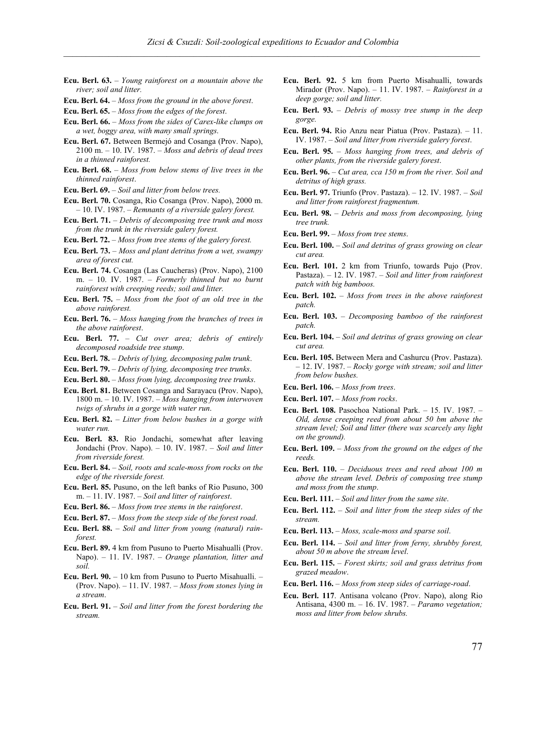**Ecu. Berl. 63.** – *Young rainforest on a mountain above the river; soil and litter.*

**Ecu. Berl. 64.** – *Moss from the ground in the above forest*.

**Ecu. Berl. 65.** – *Moss from the edges of the forest*.

**Ecu. Berl. 66.** – *Moss from the sides of Carex-like clumps on a wet, boggy area, with many small springs.*

**Ecu. Berl. 67.** Between Bermejó and Cosanga (Prov. Napo), 2100 m. – 10. IV. 1987. – *Moss and debris of dead trees in a thinned rainforest.*

**Ecu. Berl. 68.** – *Moss from below stems of live trees in the thinned rainforest*.

**Ecu. Berl. 69.** – *Soil and litter from below trees.*

**Ecu. Berl. 70.** Cosanga, Rio Cosanga (Prov. Napo), 2000 m. – 10. IV. 1987. – *Remnants of a riverside galery forest.*

**Ecu. Berl. 71.** – *Debris of decomposing tree trunk and moss from the trunk in the riverside galery forest.*

**Ecu. Berl. 72.** – *Moss from tree stems of the galery forest.*

**Ecu. Berl. 73.** – *Moss and plant detritus from a wet, swampy area of forest cut.*

**Ecu. Berl. 74.** Cosanga (Las Caucheras) (Prov. Napo), 2100 m. – 10. IV. 1987. – *Formerly thinned but no burnt rainforest with creeping reeds; soil and litter.*

**Ecu. Berl. 75.** – *Moss from the foot of an old tree in the above rainforest.*

**Ecu. Berl. 76.** – *Moss hanging from the branches of trees in the above rainforest*.

**Ecu. Berl. 77.** – *Cut over area; debris of entirely decomposed roadside tree stump*.

**Ecu. Berl. 78.** – *Debris of lying, decomposing palm trunk*.

**Ecu. Berl. 79.** – *Debris of lying, decomposing tree trunks*.

**Ecu. Berl. 80.** – *Moss from lying, decomposing tree trunks*.

**Ecu. Berl. 81.** Between Cosanga and Sarayacu (Prov. Napo), 1800 m. – 10. IV. 1987. – *Moss hanging from interwoven twigs of shrubs in a gorge with water run.*

**Ecu. Berl. 82.** – *Litter from below bushes in a gorge with water run.*

**Ecu. Berl. 83.** Rio Jondachi, somewhat after leaving Jondachi (Prov. Napo). – 10. IV. 1987. – *Soil and litter from riverside forest.*

**Ecu. Berl. 84.** – *Soil, roots and scale-moss from rocks on the edge of the riverside forest.*

**Ecu. Berl. 85.** Pusuno, on the left banks of Rio Pusuno, 300 m. – 11. IV. 1987. – *Soil and litter of rainforest*.

**Ecu. Berl. 86.** – *Moss from tree stems in the rainforest*.

**Ecu. Berl. 87.** – *Moss from the steep side of the forest road*.

**Ecu. Berl. 88.** – *Soil and litter from young (natural) rainforest.*

**Ecu. Berl. 89.** 4 km from Pusuno to Puerto Misahualli (Prov. Napo). – 11. IV. 1987. – *Orange plantation, litter and soil.*

**Ecu. Berl. 90.** – 10 km from Pusuno to Puerto Misahualli. – (Prov. Napo). – 11. IV. 1987. – *Moss from stones lying in a stream*.

**Ecu. Berl. 91.** – *Soil and litter from the forest bordering the stream.*

**Ecu. Berl. 92.** 5 km from Puerto Misahualli, towards Mirador (Prov. Napo). – 11. IV. 1987. – *Rainforest in a deep gorge; soil and litter.*

**Ecu. Berl. 93.** – *Debris of mossy tree stump in the deep gorge.*

**Ecu. Berl. 94.** Rio Anzu near Piatua (Prov. Pastaza). – 11. IV. 1987. – *Soil and litter from riverside galery forest*.

**Ecu. Berl. 95.** – *Moss hanging from trees, and debris of other plants, from the riverside galery forest*.

**Ecu. Berl. 96.** – *Cut area, cca 150 m from the river. Soil and detritus of high grass.*

**Ecu. Berl. 97.** Triunfo (Prov. Pastaza). – 12. IV. 1987. – *Soil and litter from rainforest fragmentum.*

**Ecu. Berl. 98.** – *Debris and moss from decomposing, lying tree trunk.*

**Ecu. Berl. 99.** – *Moss from tree stems*.

**Ecu. Berl. 100.** – *Soil and detritus of grass growing on clear cut area.*

**Ecu. Berl. 101.** 2 km from Triunfo, towards Pujo (Prov. Pastaza). – 12. IV. 1987. – *Soil and litter from rainforest patch with big bamboos.*

**Ecu. Berl. 102.** – *Moss from trees in the above rainforest patch.*

**Ecu. Berl. 103.** – *Decomposing bamboo of the rainforest patch.*

**Ecu. Berl. 104.** – *Soil and detritus of grass growing on clear cut area.*

**Ecu. Berl. 105.** Between Mera and Cashurcu (Prov. Pastaza). – 12. IV. 1987. – *Rocky gorge with stream; soil and litter from below bushes.*

**Ecu. Berl. 106.** – *Moss from trees*.

**Ecu. Berl. 107.** – *Moss from rocks*.

**Ecu. Berl. 108.** Pasochoa National Park. – 15. IV. 1987. – *Old, dense creeping reed from about 50 bm above the stream level; Soil and litter (there was scarcely any light on the ground).*

**Ecu. Berl. 109.** – *Moss from the ground on the edges of the reeds.*

**Ecu. Berl. 110.** – *Deciduous trees and reed about 100 m above the stream level. Debris of composing tree stump and moss from the stump*.

**Ecu. Berl. 111.** – *Soil and litter from the same site*.

**Ecu. Berl. 112.** – *Soil and litter from the steep sides of the stream.*

**Ecu. Berl. 113.** – *Moss, scale-moss and sparse soil.*

**Ecu. Berl. 114.** – *Soil and litter from ferny, shrubby forest, about 50 m above the stream level*.

**Ecu. Berl. 115.** – *Forest skirts; soil and grass detritus from grazed meadow*.

**Ecu. Berl. 116.** – *Moss from steep sides of carriage-road*.

**Ecu. Berl. 117**. Antisana volcano (Prov. Napo), along Rio Antisana, 4300 m. – 16. IV. 1987. – *Paramo vegetation; moss and litter from below shrubs.*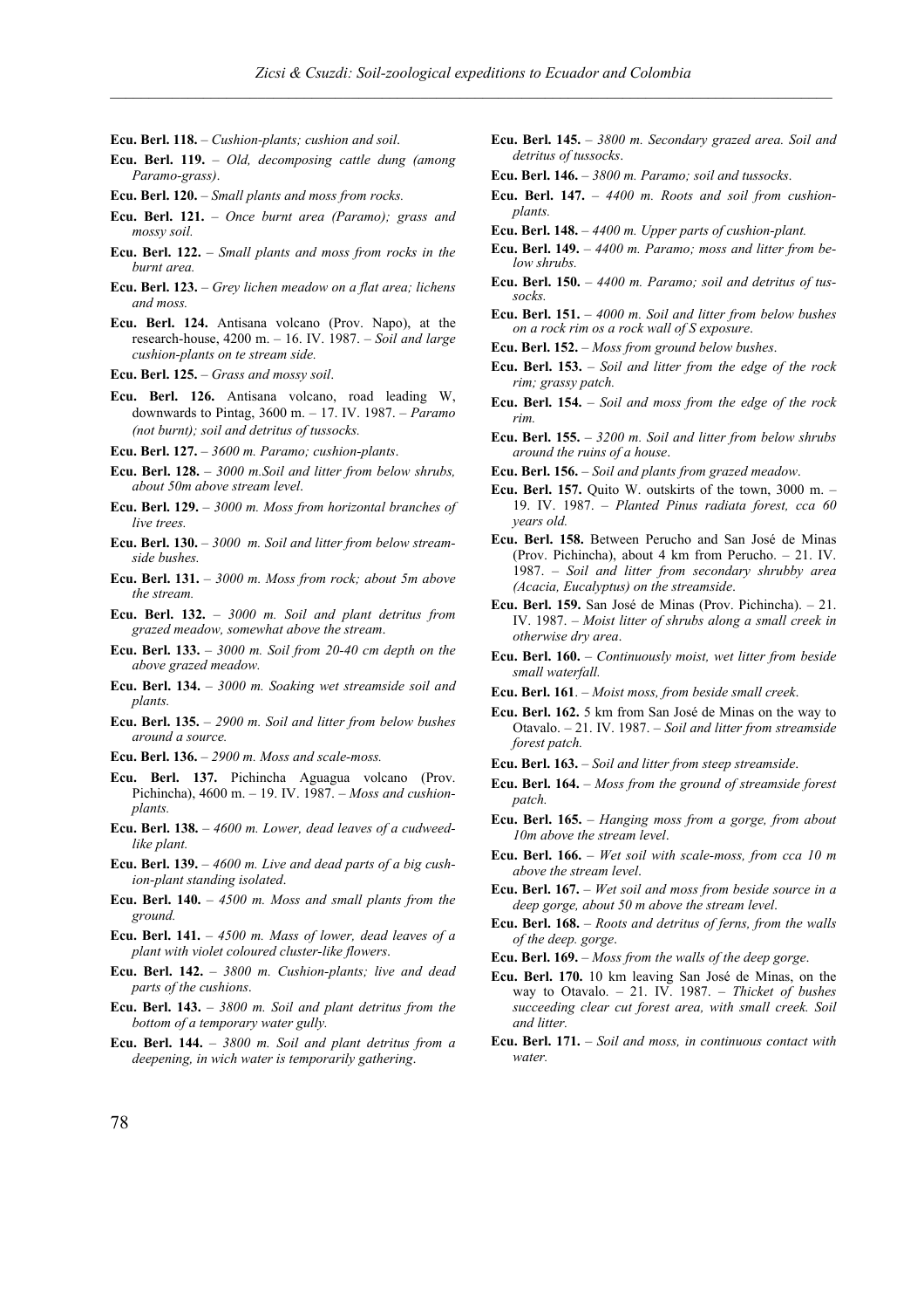**Ecu. Berl. 118.** – *Cushion-plants; cushion and soil*.

**Ecu. Berl. 119.** – *Old, decomposing cattle dung (among Paramo-grass)*.

**Ecu. Berl. 120.** – *Small plants and moss from rocks.*

**Ecu. Berl. 121.** – *Once burnt area (Paramo); grass and mossy soil.*

**Ecu. Berl. 122.** – *Small plants and moss from rocks in the burnt area.*

**Ecu. Berl. 123.** – *Grey lichen meadow on a flat area; lichens and moss.*

**Ecu. Berl. 124.** Antisana volcano (Prov. Napo), at the research-house, 4200 m. – 16. IV. 1987. – *Soil and large cushion-plants on te stream side.*

**Ecu. Berl. 125.** – *Grass and mossy soil*.

**Ecu. Berl. 126.** Antisana volcano, road leading W, downwards to Pintag, 3600 m. – 17. IV. 1987. – *Paramo (not burnt); soil and detritus of tussocks.*

**Ecu. Berl. 127.** – *3600 m. Paramo; cushion-plants*.

**Ecu. Berl. 128.** – *3000 m.Soil and litter from below shrubs, about 50m above stream level*.

**Ecu. Berl. 129.** – *3000 m. Moss from horizontal branches of live trees.*

**Ecu. Berl. 130.** – *3000 m. Soil and litter from below streamside bushes.*

**Ecu. Berl. 131.** – *3000 m. Moss from rock; about 5m above the stream.*

**Ecu. Berl. 132.** – *3000 m. Soil and plant detritus from grazed meadow, somewhat above the stream*.

**Ecu. Berl. 133.** – *3000 m. Soil from 20-40 cm depth on the above grazed meadow.*

**Ecu. Berl. 134.** – *3000 m. Soaking wet streamside soil and plants.*

**Ecu. Berl. 135.** – *2900 m. Soil and litter from below bushes around a source.*

**Ecu. Berl. 136.** – *2900 m. Moss and scale-moss.*

**Ecu. Berl. 137.** Pichincha Aguagua volcano (Prov. Pichincha), 4600 m. – 19. IV. 1987. – *Moss and cushion-plants.*

**Ecu. Berl. 138.** – *4600 m. Lower, dead leaves of a cudweed-like plant.*

**Ecu. Berl. 139.** – *4600 m. Live and dead parts of a big cushion-plant standing isolated*.

**Ecu. Berl. 140.** – *4500 m. Moss and small plants from the ground.*

**Ecu. Berl. 141.** – *4500 m. Mass of lower, dead leaves of a plant with violet coloured cluster-like flowers*.

**Ecu. Berl. 142.** – *3800 m. Cushion-plants; live and dead parts of the cushions*.

**Ecu. Berl. 143.** – *3800 m. Soil and plant detritus from the bottom of a temporary water gully.*

**Ecu. Berl. 144.** – *3800 m. Soil and plant detritus from a deepening, in wich water is temporarily gathering*.

**Ecu. Berl. 145.** – *3800 m. Secondary grazed area. Soil and detritus of tussocks*.

**Ecu. Berl. 146.** – *3800 m. Paramo; soil and tussocks*.

**Ecu. Berl. 147.** – *4400 m. Roots and soil from cushion-plants.*

**Ecu. Berl. 148.** – *4400 m. Upper parts of cushion-plant.*

**Ecu. Berl. 149.** – *4400 m. Paramo; moss and litter from below shrubs.*

**Ecu. Berl. 150.** – *4400 m. Paramo; soil and detritus of tussocks.*

**Ecu. Berl. 151.** – *4000 m. Soil and litter from below bushes on a rock rim os a rock wall of S exposure*.

**Ecu. Berl. 152.** – *Moss from ground below bushes*.

**Ecu. Berl. 153.** – *Soil and litter from the edge of the rock rim; grassy patch.*

**Ecu. Berl. 154.** – *Soil and moss from the edge of the rock rim.*

**Ecu. Berl. 155.** – *3200 m. Soil and litter from below shrubs around the ruins of a house*.

**Ecu. Berl. 156.** – *Soil and plants from grazed meadow*.

**Ecu. Berl. 157.** Quito W. outskirts of the town, 3000 m. – 19. IV. 1987. – *Planted Pinus radiata forest, cca 60 years old.*

**Ecu. Berl. 158.** Between Perucho and San José de Minas (Prov. Pichincha), about 4 km from Perucho. – 21. IV. 1987. – *Soil and litter from secondary shrubby area (Acacia, Eucalyptus) on the streamside*.

**Ecu. Berl. 159.** San José de Minas (Prov. Pichincha). – 21. IV. 1987. – *Moist litter of shrubs along a small creek in otherwise dry area*.

**Ecu. Berl. 160.** – *Continuously moist, wet litter from beside small waterfall.*

**Ecu. Berl. 161**. – *Moist moss, from beside small creek*.

**Ecu. Berl. 162.** 5 km from San José de Minas on the way to Otavalo. – 21. IV. 1987. – *Soil and litter from streamside forest patch.*

**Ecu. Berl. 163.** – *Soil and litter from steep streamside*.

**Ecu. Berl. 164.** – *Moss from the ground of streamside forest patch.*

**Ecu. Berl. 165.** – *Hanging moss from a gorge, from about 10m above the stream level*.

**Ecu. Berl. 166.** – *Wet soil with scale-moss, from cca 10 m above the stream level*.

**Ecu. Berl. 167.** – *Wet soil and moss from beside source in a deep gorge, about 50 m above the stream level*.

**Ecu. Berl. 168.** – *Roots and detritus of ferns, from the walls of the deep. gorge*.

**Ecu. Berl. 169.** – *Moss from the walls of the deep gorge*.

**Ecu. Berl. 170.** 10 km leaving San José de Minas, on the way to Otavalo. – 21. IV. 1987. – *Thicket of bushes succeeding clear cut forest area, with small creek. Soil and litter.*

**Ecu. Berl. 171.** – *Soil and moss, in continuous contact with water.*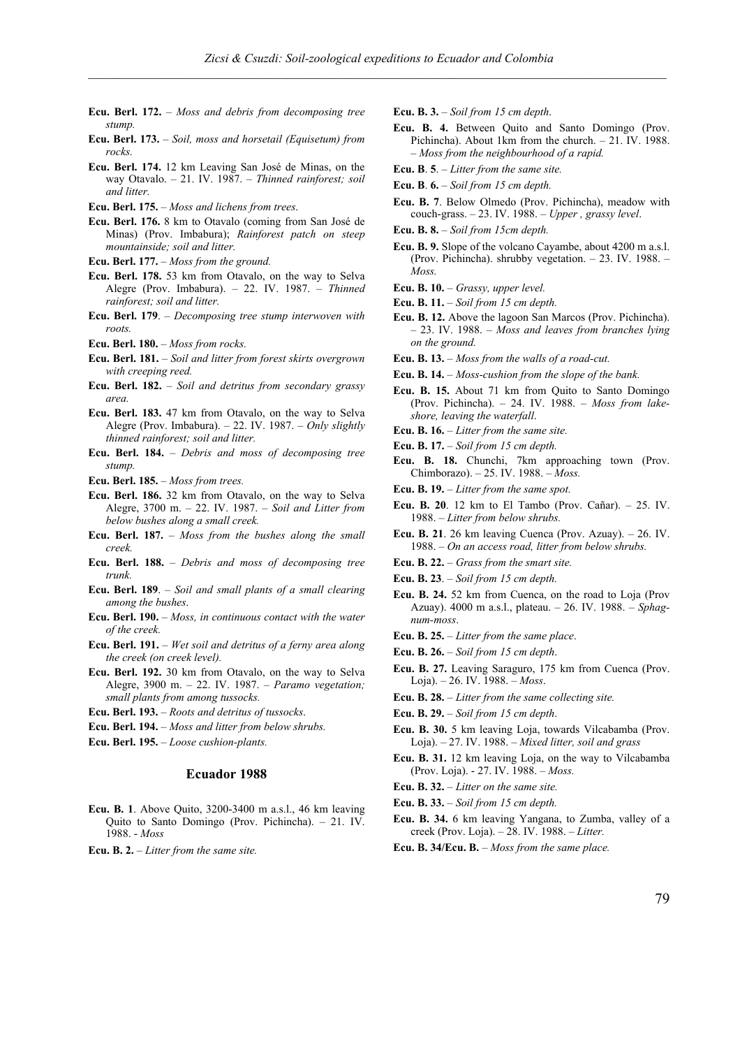**Ecu. Berl. 172.** – *Moss and debris from decomposing tree stump.*

**Ecu. Berl. 173.** – *Soil, moss and horsetail (Equisetum) from rocks.*

**Ecu. Berl. 174.** 12 km Leaving San José de Minas, on the way Otavalo. – 21. IV. 1987. – *Thinned rainforest; soil and litter.*

**Ecu. Berl. 175.** – *Moss and lichens from trees*.

**Ecu. Berl. 176.** 8 km to Otavalo (coming from San José de Minas) (Prov. Imbabura); *Rainforest patch on steep mountainside; soil and litter.*

**Ecu. Berl. 177.** – *Moss from the ground.*

**Ecu. Berl. 178.** 53 km from Otavalo, on the way to Selva Alegre (Prov. Imbabura). – 22. IV. 1987. – *Thinned rainforest; soil and litter.*

**Ecu. Berl. 179**. – *Decomposing tree stump interwoven with roots.*

**Ecu. Berl. 180.** – *Moss from rocks.*

**Ecu. Berl. 181.** – *Soil and litter from forest skirts overgrown with creeping reed.*

**Ecu. Berl. 182.** – *Soil and detritus from secondary grassy area.*

**Ecu. Berl. 183.** 47 km from Otavalo, on the way to Selva Alegre (Prov. Imbabura). – 22. IV. 1987. – *Only slightly thinned rainforest; soil and litter.*

**Ecu. Berl. 184.** – *Debris and moss of decomposing tree stump.*

**Ecu. Berl. 185.** – *Moss from trees.*

**Ecu. Berl. 186.** 32 km from Otavalo, on the way to Selva Alegre, 3700 m. – 22. IV. 1987. – *Soil and Litter from below bushes along a small creek.*

**Ecu. Berl. 187.** – *Moss from the bushes along the small creek.*

**Ecu. Berl. 188.** – *Debris and moss of decomposing tree trunk.*

**Ecu. Berl. 189**. – *Soil and small plants of a small clearing among the bushes*.

**Ecu. Berl. 190.** – *Moss, in continuous contact with the water of the creek.*

**Ecu. Berl. 191.** – *Wet soil and detritus of a ferny area along the creek (on creek level).*

**Ecu. Berl. 192.** 30 km from Otavalo, on the way to Selva Alegre, 3900 m. – 22. IV. 1987. – *Paramo vegetation; small plants from among tussocks.*

**Ecu. Berl. 193.** – *Roots and detritus of tussocks*.

**Ecu. Berl. 194.** – *Moss and litter from below shrubs.*

**Ecu. Berl. 195.** – *Loose cushion-plants.*

## Ecuador 1988

**Ecu. B. 1**. Above Quito, 3200-3400 m a.s.l., 46 km leaving Quito to Santo Domingo (Prov. Pichincha). – 21. IV. 1988. - *Moss*

**Ecu. B. 2.** – *Litter from the same site.*

**Ecu. B. 3.** – *Soil from 15 cm depth*.

**Ecu. B. 4.** Between Quito and Santo Domingo (Prov. Pichincha). About 1km from the church. – 21. IV. 1988. – *Moss from the neighbourhood of a rapid.*

**Ecu. B**. **5**. – *Litter from the same site.*

**Ecu. B**. **6.** – *Soil from 15 cm depth.*

**Ecu. B. 7**. Below Olmedo (Prov. Pichincha), meadow with couch-grass. – 23. IV. 1988. – *Upper , grassy level*.

**Ecu. B. 8.** – *Soil from 15cm depth.*

**Ecu. B. 9.** Slope of the volcano Cayambe, about 4200 m a.s.l. (Prov. Pichincha). shrubby vegetation. – 23. IV. 1988. – *Moss.*

**Ecu. B. 10.** – *Grassy, upper level.*

**Ecu. B. 11.** – *Soil from 15 cm depth.*

**Ecu. B. 12.** Above the lagoon San Marcos (Prov. Pichincha). – 23. IV. 1988. – *Moss and leaves from branches lying on the ground.*

**Ecu. B. 13.** – *Moss from the walls of a road-cut.*

**Ecu. B. 14.** – *Moss-cushion from the slope of the bank.*

**Ecu. B. 15.** About 71 km from Quito to Santo Domingo (Prov. Pichincha). – 24. IV. 1988. – *Moss from lake-shore, leaving the waterfall*.

**Ecu. B. 16.** – *Litter from the same site.*

**Ecu. B. 17.** – *Soil from 15 cm depth.*

**Ecu. B. 18.** Chunchi, 7km approaching town (Prov. Chimborazo). – 25. IV. 1988. – *Moss.*

**Ecu. B. 19.** – *Litter from the same spot.*

**Ecu. B. 20**. 12 km to El Tambo (Prov. Cañar). – 25. IV. 1988. – *Litter from below shrubs.*

**Ecu. B. 21**. 26 km leaving Cuenca (Prov. Azuay). – 26. IV. 1988. – *On an access road, litter from below shrubs.*

**Ecu. B. 22.** – *Grass from the smart site.*

**Ecu. B. 23**. – *Soil from 15 cm depth.*

**Ecu. B. 24.** 52 km from Cuenca, on the road to Loja (Prov Azuay). 4000 m a.s.l., plateau. – 26. IV. 1988. – *Sphagnum-moss*.

**Ecu. B. 25.** – *Litter from the same place*.

**Ecu. B. 26.** – *Soil from 15 cm depth*.

**Ecu. B. 27.** Leaving Saraguro, 175 km from Cuenca (Prov. Loja). – 26. IV. 1988. – *Moss*.

**Ecu. B. 28.** – *Litter from the same collecting site.*

**Ecu. B. 29.** – *Soil from 15 cm depth*.

**Ecu. B. 30.** 5 km leaving Loja, towards Vilcabamba (Prov. Loja). – 27. IV. 1988. – *Mixed litter, soil and grass*

**Ecu. B. 31.** 12 km leaving Loja, on the way to Vilcabamba (Prov. Loja). - 27. IV. 1988. – *Moss.*

**Ecu. B. 32.** – *Litter on the same site.*

**Ecu. B. 33.** – *Soil from 15 cm depth.*

**Ecu. B. 34.** 6 km leaving Yangana, to Zumba, valley of a creek (Prov. Loja). – 28. IV. 1988. – *Litter.*

**Ecu. B. 34/Ecu. B.** – *Moss from the same place.*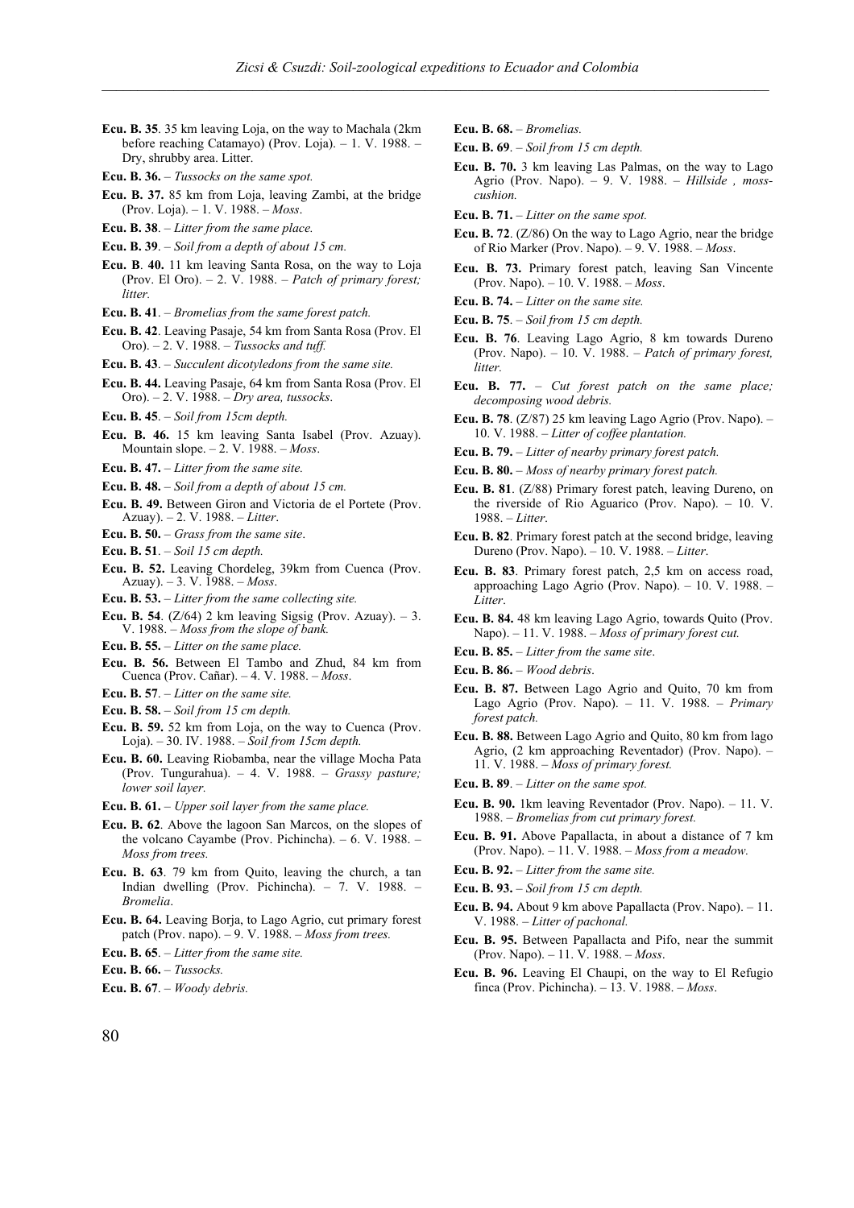**Ecu. B. 35**. 35 km leaving Loja, on the way to Machala (2km before reaching Catamayo) (Prov. Loja). – 1. V. 1988. – Dry, shrubby area. Litter.

**Ecu. B. 36.** – *Tussocks on the same spot.*

**Ecu. B. 37.** 85 km from Loja, leaving Zambi, at the bridge (Prov. Loja). – 1. V. 1988. – *Moss*.

**Ecu. B. 38**. – *Litter from the same place.*

**Ecu. B. 39**. – *Soil from a depth of about 15 cm.*

**Ecu. B**. **40.** 11 km leaving Santa Rosa, on the way to Loja (Prov. El Oro). – 2. V. 1988. – *Patch of primary forest; litter.*

**Ecu. B. 41**. – *Bromelias from the same forest patch.*

**Ecu. B. 42**. Leaving Pasaje, 54 km from Santa Rosa (Prov. El Oro). – 2. V. 1988. – *Tussocks and tuff.*

**Ecu. B. 43**. – *Succulent dicotyledons from the same site.*

**Ecu. B. 44.** Leaving Pasaje, 64 km from Santa Rosa (Prov. El Oro). – 2. V. 1988. – *Dry area, tussocks*.

**Ecu. B. 45**. – *Soil from 15cm depth.*

**Ecu. B. 46.** 15 km leaving Santa Isabel (Prov. Azuay). Mountain slope. – 2. V. 1988. – *Moss*.

**Ecu. B. 47.** – *Litter from the same site.*

**Ecu. B. 48.** – *Soil from a depth of about 15 cm.*

**Ecu. B. 49.** Between Giron and Victoria de el Portete (Prov. Azuay). – 2. V. 1988. – *Litter*.

**Ecu. B. 50.** – *Grass from the same site*.

**Ecu. B. 51**. – *Soil 15 cm depth.*

**Ecu. B. 52.** Leaving Chordeleg, 39km from Cuenca (Prov. Azuay). – 3. V. 1988. – *Moss*.

**Ecu. B. 53.** – *Litter from the same collecting site.*

**Ecu. B. 54**. (Z/64) 2 km leaving Sigsig (Prov. Azuay). – 3. V. 1988. – *Moss from the slope of bank.*

**Ecu. B. 55.** – *Litter on the same place.*

**Ecu. B. 56.** Between El Tambo and Zhud, 84 km from Cuenca (Prov. Cañar). – 4. V. 1988. – *Moss*.

**Ecu. B. 57**. – *Litter on the same site.*

**Ecu. B. 58.** – *Soil from 15 cm depth.*

**Ecu. B. 59.** 52 km from Loja, on the way to Cuenca (Prov. Loja). – 30. IV. 1988. – *Soil from 15cm depth.*

**Ecu. B. 60.** Leaving Riobamba, near the village Mocha Pata (Prov. Tungurahua). – 4. V. 1988. – *Grassy pasture; lower soil layer.*

**Ecu. B. 61.** – *Upper soil layer from the same place.*

**Ecu. B. 62**. Above the lagoon San Marcos, on the slopes of the volcano Cayambe (Prov. Pichincha). – 6. V. 1988. – *Moss from trees.*

**Ecu. B. 63**. 79 km from Quito, leaving the church, a tan Indian dwelling (Prov. Pichincha). – 7. V. 1988. – *Bromelia*.

**Ecu. B. 64.** Leaving Borja, to Lago Agrio, cut primary forest patch (Prov. napo). – 9. V. 1988. – *Moss from trees.*

**Ecu. B. 65**. – *Litter from the same site.*

**Ecu. B. 66.** – *Tussocks.*

**Ecu. B. 67**. – *Woody debris.*

**Ecu. B. 68.** – *Bromelias.*

**Ecu. B. 69**. – *Soil from 15 cm depth.*

**Ecu. B. 70.** 3 km leaving Las Palmas, on the way to Lago Agrio (Prov. Napo). – 9. V. 1988. – *Hillside , moss-cushion.*

**Ecu. B. 71.** – *Litter on the same spot.*

**Ecu. B. 72**. (Z/86) On the way to Lago Agrio, near the bridge of Rio Marker (Prov. Napo). – 9. V. 1988. – *Moss*.

**Ecu. B. 73.** Primary forest patch, leaving San Vincente (Prov. Napo). – 10. V. 1988. – *Moss*.

**Ecu. B. 74.** – *Litter on the same site.*

**Ecu. B. 75**. – *Soil from 15 cm depth.*

**Ecu. B. 76**. Leaving Lago Agrio, 8 km towards Dureno (Prov. Napo). – 10. V. 1988. – *Patch of primary forest, litter.*

**Ecu. B. 77.** – *Cut forest patch on the same place; decomposing wood debris.*

**Ecu. B. 78**. (Z/87) 25 km leaving Lago Agrio (Prov. Napo). – 10. V. 1988. – *Litter of coffee plantation.*

**Ecu. B. 79.** – *Litter of nearby primary forest patch.*

**Ecu. B. 80.** – *Moss of nearby primary forest patch.*

**Ecu. B. 81**. (Z/88) Primary forest patch, leaving Dureno, on the riverside of Rio Aguarico (Prov. Napo). – 10. V. 1988. – *Litter.*

**Ecu. B. 82**. Primary forest patch at the second bridge, leaving Dureno (Prov. Napo). – 10. V. 1988. – *Litter*.

**Ecu. B. 83**. Primary forest patch, 2,5 km on access road, approaching Lago Agrio (Prov. Napo). – 10. V. 1988. – *Litter*.

**Ecu. B. 84.** 48 km leaving Lago Agrio, towards Quito (Prov. Napo). – 11. V. 1988. – *Moss of primary forest cut.*

**Ecu. B. 85.** – *Litter from the same site*.

**Ecu. B. 86.** – *Wood debris*.

**Ecu. B. 87.** Between Lago Agrio and Quito, 70 km from Lago Agrio (Prov. Napo). – 11. V. 1988. – *Primary forest patch.*

**Ecu. B. 88.** Between Lago Agrio and Quito, 80 km from lago Agrio, (2 km approaching Reventador) (Prov. Napo). – 11. V. 1988. – *Moss of primary forest.*

**Ecu. B. 89**. – *Litter on the same spot.*

**Ecu. B. 90.** 1km leaving Reventador (Prov. Napo). – 11. V. 1988. – *Bromelias from cut primary forest.*

**Ecu. B. 91.** Above Papallacta, in about a distance of 7 km (Prov. Napo). – 11. V. 1988. – *Moss from a meadow.*

**Ecu. B. 92.** – *Litter from the same site.*

**Ecu. B. 93.** – *Soil from 15 cm depth.*

**Ecu. B. 94.** About 9 km above Papallacta (Prov. Napo). – 11. V. 1988. – *Litter of pachonal.*

**Ecu. B. 95.** Between Papallacta and Pifo, near the summit (Prov. Napo). – 11. V. 1988. – *Moss*.

**Ecu. B. 96.** Leaving El Chaupi, on the way to El Refugio finca (Prov. Pichincha). – 13. V. 1988. – *Moss*.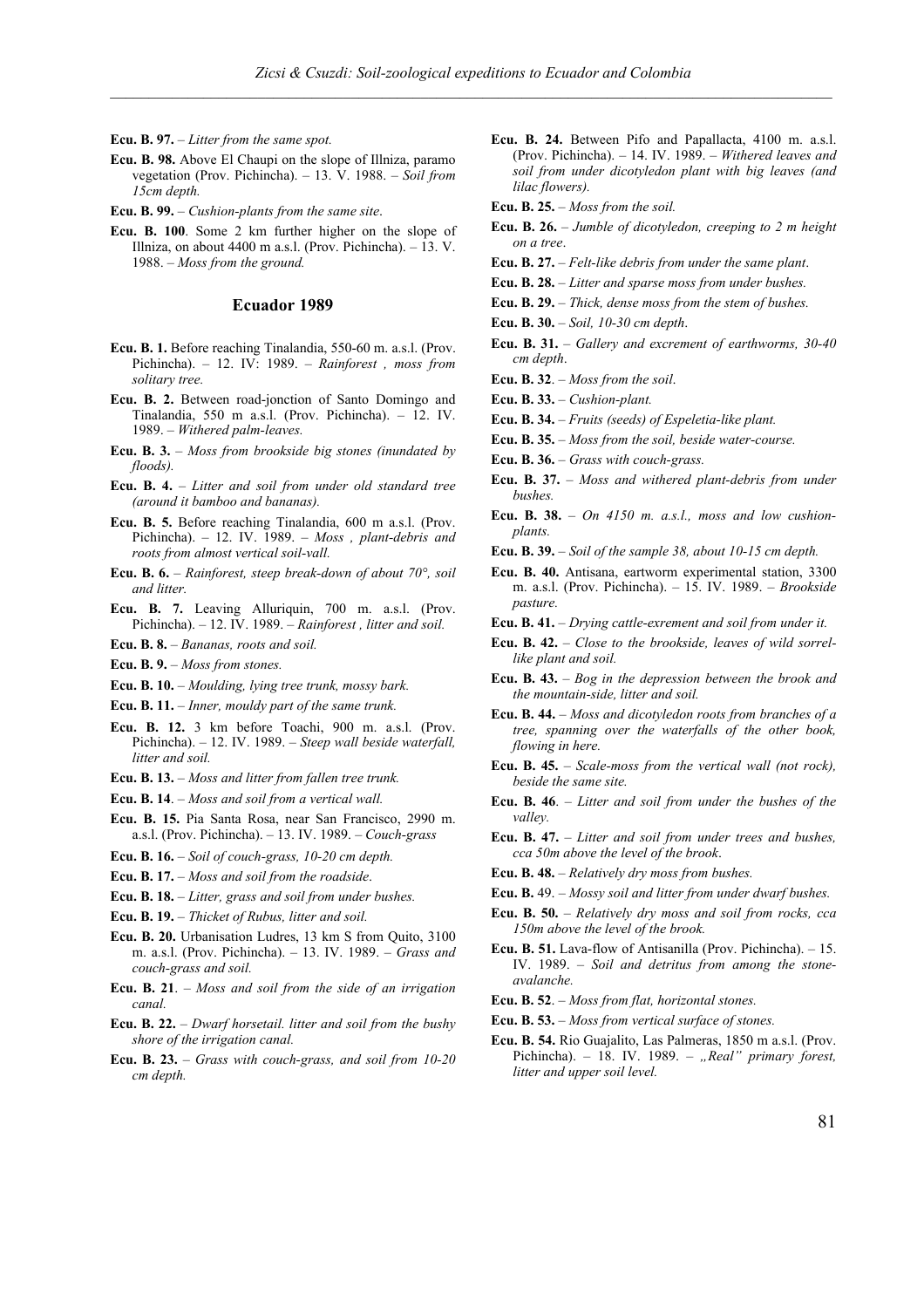**Ecu. B. 97.** – *Litter from the same spot.*

**Ecu. B. 98.** Above El Chaupi on the slope of Illniza, paramo vegetation (Prov. Pichincha). – 13. V. 1988. – *Soil from 15cm depth.*

**Ecu. B. 99.** – *Cushion-plants from the same site*.

**Ecu. B. 100**. Some 2 km further higher on the slope of Illniza, on about 4400 m a.s.l. (Prov. Pichincha). – 13. V. 1988. – *Moss from the ground.*

## Ecuador 1989

**Ecu. B. 1.** Before reaching Tinalandia, 550-60 m. a.s.l. (Prov. Pichincha). – 12. IV: 1989. – *Rainforest , moss from solitary tree.*

**Ecu. B. 2.** Between road-jonction of Santo Domingo and Tinalandia, 550 m a.s.l. (Prov. Pichincha). – 12. IV. 1989. – *Withered palm-leaves.*

**Ecu. B. 3.** – *Moss from brookside big stones (inundated by floods).*

**Ecu. B. 4.** – *Litter and soil from under old standard tree (around it bamboo and bananas).*

**Ecu. B. 5.** Before reaching Tinalandia, 600 m a.s.l. (Prov. Pichincha). – 12. IV. 1989. – *Moss , plant-debris and roots from almost vertical soil-vall.*

**Ecu. B. 6.** – *Rainforest, steep break-down of about 70°, soil and litter.*

**Ecu. B. 7.** Leaving Alluriquin, 700 m. a.s.l. (Prov. Pichincha). – 12. IV. 1989. – *Rainforest , litter and soil.*

**Ecu. B. 8.** – *Bananas, roots and soil.*

**Ecu. B. 9.** – *Moss from stones.*

**Ecu. B. 10.** – *Moulding, lying tree trunk, mossy bark.*

**Ecu. B. 11.** – *Inner, mouldy part of the same trunk.*

**Ecu. B. 12.** 3 km before Toachi, 900 m. a.s.l. (Prov. Pichincha). – 12. IV. 1989. – *Steep wall beside waterfall, litter and soil.*

**Ecu. B. 13.** – *Moss and litter from fallen tree trunk.*

**Ecu. B. 14**. – *Moss and soil from a vertical wall.*

**Ecu. B. 15.** Pia Santa Rosa, near San Francisco, 2990 m. a.s.l. (Prov. Pichincha). – 13. IV. 1989. – *Couch-grass*

**Ecu. B. 16.** – *Soil of couch-grass, 10-20 cm depth.*

**Ecu. B. 17.** – *Moss and soil from the roadside*.

**Ecu. B. 18.** – *Litter, grass and soil from under bushes.*

**Ecu. B. 19.** – *Thicket of Rubus, litter and soil.*

**Ecu. B. 20.** Urbanisation Ludres, 13 km S from Quito, 3100 m. a.s.l. (Prov. Pichincha). – 13. IV. 1989. – *Grass and couch-grass and soil.*

**Ecu. B. 21**. – *Moss and soil from the side of an irrigation canal.*

**Ecu. B. 22.** – *Dwarf horsetail. litter and soil from the bushy shore of the irrigation canal.*

**Ecu. B. 23.** – *Grass with couch-grass, and soil from 10-20 cm depth.*

**Ecu. B. 24.** Between Pifo and Papallacta, 4100 m. a.s.l. (Prov. Pichincha). – 14. IV. 1989. – *Withered leaves and soil from under dicotyledon plant with big leaves (and lilac flowers).*

**Ecu. B. 25.** – *Moss from the soil.*

**Ecu. B. 26.** – *Jumble of dicotyledon, creeping to 2 m height on a tree*.

**Ecu. B. 27.** – *Felt-like debris from under the same plant*.

**Ecu. B. 28.** – *Litter and sparse moss from under bushes.*

**Ecu. B. 29.** – *Thick, dense moss from the stem of bushes.*

**Ecu. B. 30.** – *Soil, 10-30 cm depth*.

**Ecu. B. 31.** – *Gallery and excrement of earthworms, 30-40 cm depth*.

**Ecu. B. 32**. – *Moss from the soil*.

**Ecu. B. 33.** – *Cushion-plant.*

**Ecu. B. 34.** – *Fruits (seeds) of Espeletia-like plant.*

**Ecu. B. 35.** – *Moss from the soil, beside water-course.*

**Ecu. B. 36.** – *Grass with couch-grass.*

**Ecu. B. 37.** – *Moss and withered plant-debris from under bushes.*

**Ecu. B. 38.** – *On 4150 m. a.s.l., moss and low cushion-plants.*

**Ecu. B. 39.** – *Soil of the sample 38, about 10-15 cm depth.*

**Ecu. B. 40.** Antisana, eartworm experimental station, 3300 m. a.s.l. (Prov. Pichincha). – 15. IV. 1989. – *Brookside pasture.*

**Ecu. B. 41.** – *Drying cattle-exrement and soil from under it.*

**Ecu. B. 42.** – *Close to the brookside, leaves of wild sorrel-like plant and soil.*

**Ecu. B. 43.** – *Bog in the depression between the brook and the mountain-side, litter and soil.*

**Ecu. B. 44.** – *Moss and dicotyledon roots from branches of a tree, spanning over the waterfalls of the other book, flowing in here.*

**Ecu. B. 45.** – *Scale-moss from the vertical wall (not rock), beside the same site.*

**Ecu. B. 46**. – *Litter and soil from under the bushes of the valley.*

**Ecu. B. 47.** – *Litter and soil from under trees and bushes, cca 50m above the level of the brook*.

**Ecu. B. 48.** – *Relatively dry moss from bushes.*

**Ecu. B.** 49. – *Mossy soil and litter from under dwarf bushes.*

**Ecu. B. 50.** – *Relatively dry moss and soil from rocks, cca 150m above the level of the brook.*

**Ecu. B. 51.** Lava-flow of Antisanilla (Prov. Pichincha). – 15. IV. 1989. – *Soil and detritus from among the stone-avalanche.*

**Ecu. B. 52**. – *Moss from flat, horizontal stones.*

**Ecu. B. 53.** – *Moss from vertical surface of stones.*

**Ecu. B. 54.** Rio Guajalito, Las Palmeras, 1850 m a.s.l. (Prov. Pichincha). – 18. IV. 1989. – *„Real'' primary forest, litter and upper soil level.*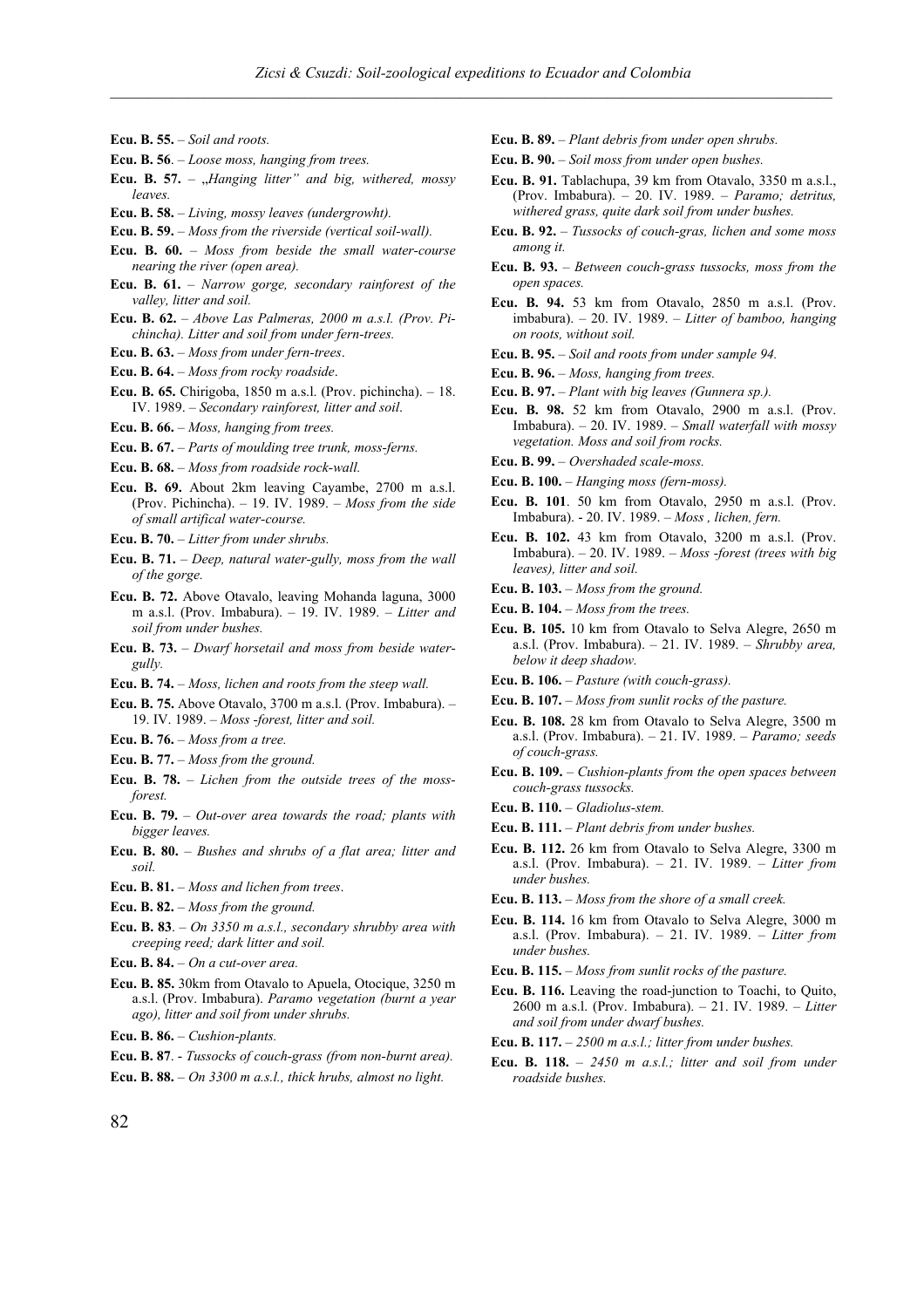**Ecu. B. 55.** – *Soil and roots.*

**Ecu. B. 56**. – *Loose moss, hanging from trees.*

**Ecu. B. 57.** – *„Hanging litter" and big, withered, mossy leaves.*

**Ecu. B. 58.** – *Living, mossy leaves (undergrowht).*

**Ecu. B. 59.** – *Moss from the riverside (vertical soil-wall).*

**Ecu. B. 60.** – *Moss from beside the small water-course nearing the river (open area).*

**Ecu. B. 61.** – *Narrow gorge, secondary rainforest of the valley, litter and soil.*

**Ecu. B. 62.** – *Above Las Palmeras, 2000 m a.s.l. (Prov. Pichincha). Litter and soil from under fern-trees.*

**Ecu. B. 63.** – *Moss from under fern-trees*.

**Ecu. B. 64.** – *Moss from rocky roadside*.

**Ecu. B. 65.** Chirigoba, 1850 m a.s.l. (Prov. pichincha). – 18. IV. 1989. – *Secondary rainforest, litter and soil*.

**Ecu. B. 66.** – *Moss, hanging from trees.*

**Ecu. B. 67.** – *Parts of moulding tree trunk, moss-ferns.*

**Ecu. B. 68.** – *Moss from roadside rock-wall.*

**Ecu. B. 69.** About 2km leaving Cayambe, 2700 m a.s.l. (Prov. Pichincha). – 19. IV. 1989. – *Moss from the side of small artifical water-course.*

**Ecu. B. 70.** – *Litter from under shrubs.*

**Ecu. B. 71.** – *Deep, natural water-gully, moss from the wall of the gorge.*

**Ecu. B. 72.** Above Otavalo, leaving Mohanda laguna, 3000 m a.s.l. (Prov. Imbabura). – 19. IV. 1989. – *Litter and soil from under bushes.*

**Ecu. B. 73.** – *Dwarf horsetail and moss from beside water-gully.*

**Ecu. B. 74.** – *Moss, lichen and roots from the steep wall.*

**Ecu. B. 75.** Above Otavalo, 3700 m a.s.l. (Prov. Imbabura). – 19. IV. 1989. – *Moss -forest, litter and soil.*

**Ecu. B. 76.** – *Moss from a tree.*

**Ecu. B. 77.** – *Moss from the ground.*

**Ecu. B. 78.** – *Lichen from the outside trees of the moss-forest.*

**Ecu. B. 79.** – *Out-over area towards the road; plants with bigger leaves.*

**Ecu. B. 80.** – *Bushes and shrubs of a flat area; litter and soil.*

**Ecu. B. 81.** – *Moss and lichen from trees*.

**Ecu. B. 82.** – *Moss from the ground.*

**Ecu. B. 83**. – *On 3350 m a.s.l., secondary shrubby area with creeping reed; dark litter and soil.*

**Ecu. B. 84.** – *On a cut-over area.*

**Ecu. B. 85.** 30km from Otavalo to Apuela, Otocique, 3250 m a.s.l. (Prov. Imbabura). *Paramo vegetation (burnt a year ago), litter and soil from under shrubs.*

**Ecu. B. 86.** – *Cushion-plants.*

**Ecu. B. 87**. - *Tussocks of couch-grass (from non-burnt area).*

**Ecu. B. 88.** – *On 3300 m a.s.l., thick hrubs, almost no light.*

**Ecu. B. 89.** – *Plant debris from under open shrubs.*

**Ecu. B. 90.** – *Soil moss from under open bushes.*

**Ecu. B. 91.** Tablachupa, 39 km from Otavalo, 3350 m a.s.l., (Prov. Imbabura). – 20. IV. 1989. – *Paramo; detritus, withered grass, quite dark soil from under bushes.*

**Ecu. B. 92.** – *Tussocks of couch-gras, lichen and some moss among it.*

**Ecu. B. 93.** – *Between couch-grass tussocks, moss from the open spaces.*

**Ecu. B. 94.** 53 km from Otavalo, 2850 m a.s.l. (Prov. imbabura). – 20. IV. 1989. – *Litter of bamboo, hanging on roots, without soil.*

**Ecu. B. 95.** – *Soil and roots from under sample 94.*

**Ecu. B. 96.** – *Moss, hanging from trees.*

**Ecu. B. 97.** – *Plant with big leaves (Gunnera sp.).*

**Ecu. B. 98.** 52 km from Otavalo, 2900 m a.s.l. (Prov. Imbabura). – 20. IV. 1989. – *Small waterfall with mossy vegetation. Moss and soil from rocks.*

**Ecu. B. 99.** – *Overshaded scale-moss.*

**Ecu. B. 100.** – *Hanging moss (fern-moss).*

**Ecu. B. 101**. 50 km from Otavalo, 2950 m a.s.l. (Prov. Imbabura). - 20. IV. 1989. – *Moss , lichen, fern.*

**Ecu. B. 102.** 43 km from Otavalo, 3200 m a.s.l. (Prov. Imbabura). – 20. IV. 1989. – *Moss -forest (trees with big leaves), litter and soil.*

**Ecu. B. 103.** – *Moss from the ground.*

**Ecu. B. 104.** – *Moss from the trees.*

**Ecu. B. 105.** 10 km from Otavalo to Selva Alegre, 2650 m a.s.l. (Prov. Imbabura). – 21. IV. 1989. – *Shrubby area, below it deep shadow.*

**Ecu. B. 106.** – *Pasture (with couch-grass).*

**Ecu. B. 107.** – *Moss from sunlit rocks of the pasture.*

**Ecu. B. 108.** 28 km from Otavalo to Selva Alegre, 3500 m a.s.l. (Prov. Imbabura). – 21. IV. 1989. – *Paramo; seeds of couch-grass.*

**Ecu. B. 109.** – *Cushion-plants from the open spaces between couch-grass tussocks.*

**Ecu. B. 110.** – *Gladiolus-stem.*

**Ecu. B. 111.** – *Plant debris from under bushes.*

**Ecu. B. 112.** 26 km from Otavalo to Selva Alegre, 3300 m a.s.l. (Prov. Imbabura). – 21. IV. 1989. – *Litter from under bushes.*

**Ecu. B. 113.** – *Moss from the shore of a small creek.*

**Ecu. B. 114.** 16 km from Otavalo to Selva Alegre, 3000 m a.s.l. (Prov. Imbabura). – 21. IV. 1989. – *Litter from under bushes.*

**Ecu. B. 115.** – *Moss from sunlit rocks of the pasture.*

**Ecu. B. 116.** Leaving the road-junction to Toachi, to Quito, 2600 m a.s.l. (Prov. Imbabura). – 21. IV. 1989. – *Litter and soil from under dwarf bushes.*

**Ecu. B. 117.** – *2500 m a.s.l.; litter from under bushes.*

**Ecu. B. 118.** – *2450 m a.s.l.; litter and soil from under roadside bushes.*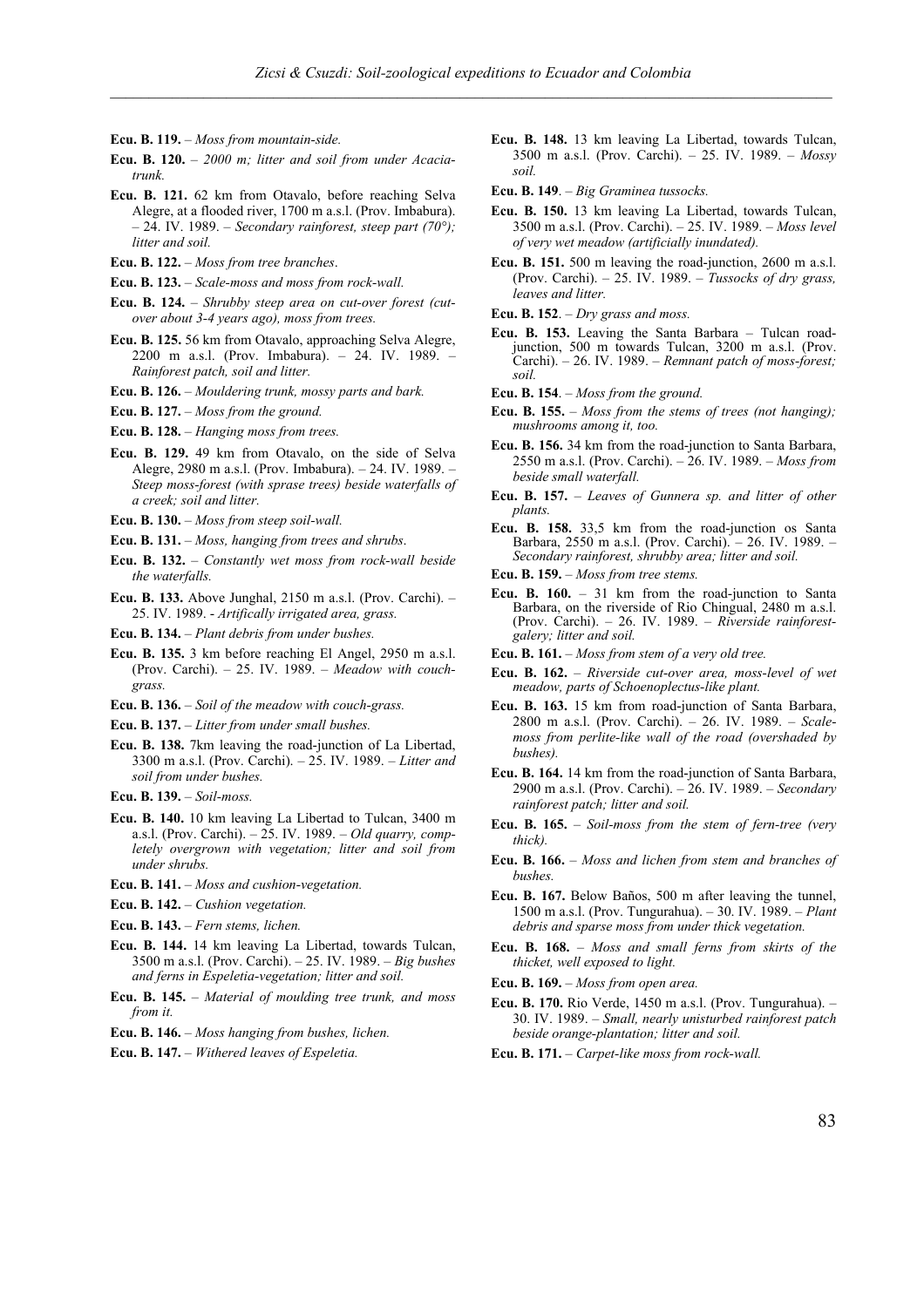**Ecu. B. 119.** – *Moss from mountain-side.*

**Ecu. B. 120.** – *2000 m; litter and soil from under Acacia-trunk.*

**Ecu. B. 121.** 62 km from Otavalo, before reaching Selva Alegre, at a flooded river, 1700 m a.s.l. (Prov. Imbabura). – 24. IV. 1989. – *Secondary rainforest, steep part (70°); litter and soil.*

**Ecu. B. 122.** – *Moss from tree branches*.

**Ecu. B. 123.** – *Scale-moss and moss from rock-wall.*

**Ecu. B. 124.** – *Shrubby steep area on cut-over forest (cut-over about 3-4 years ago), moss from trees.*

**Ecu. B. 125.** 56 km from Otavalo, approaching Selva Alegre, 2200 m a.s.l. (Prov. Imbabura). – 24. IV. 1989. – *Rainforest patch, soil and litter.*

**Ecu. B. 126.** – *Mouldering trunk, mossy parts and bark.*

**Ecu. B. 127.** – *Moss from the ground.*

**Ecu. B. 128.** – *Hanging moss from trees.*

**Ecu. B. 129.** 49 km from Otavalo, on the side of Selva Alegre, 2980 m a.s.l. (Prov. Imbabura). – 24. IV. 1989. – *Steep moss-forest (with sprase trees) beside waterfalls of a creek; soil and litter.*

**Ecu. B. 130.** – *Moss from steep soil-wall.*

**Ecu. B. 131.** – *Moss, hanging from trees and shrubs*.

**Ecu. B. 132.** – *Constantly wet moss from rock-wall beside the waterfalls.*

**Ecu. B. 133.** Above Junghal, 2150 m a.s.l. (Prov. Carchi). – 25. IV. 1989. - *Artifically irrigated area, grass.*

**Ecu. B. 134.** – *Plant debris from under bushes.*

**Ecu. B. 135.** 3 km before reaching El Angel, 2950 m a.s.l. (Prov. Carchi). – 25. IV. 1989. – *Meadow with couch-grass.*

**Ecu. B. 136.** – *Soil of the meadow with couch-grass.*

**Ecu. B. 137.** – *Litter from under small bushes.*

**Ecu. B. 138.** 7km leaving the road-junction of La Libertad, 3300 m a.s.l. (Prov. Carchi). – 25. IV. 1989. – *Litter and soil from under bushes.*

**Ecu. B. 139.** – *Soil-moss.*

**Ecu. B. 140.** 10 km leaving La Libertad to Tulcan, 3400 m a.s.l. (Prov. Carchi). – 25. IV. 1989. – *Old quarry, completely overgrown with vegetation; litter and soil from under shrubs.*

**Ecu. B. 141.** – *Moss and cushion-vegetation.*

**Ecu. B. 142.** – *Cushion vegetation.*

**Ecu. B. 143.** – *Fern stems, lichen.*

**Ecu. B. 144.** 14 km leaving La Libertad, towards Tulcan, 3500 m a.s.l. (Prov. Carchi). – 25. IV. 1989. – *Big bushes and ferns in Espeletia-vegetation; litter and soil.*

**Ecu. B. 145.** – *Material of moulding tree trunk, and moss from it.*

**Ecu. B. 146.** – *Moss hanging from bushes, lichen.*

**Ecu. B. 147.** – *Withered leaves of Espeletia.*

**Ecu. B. 148.** 13 km leaving La Libertad, towards Tulcan, 3500 m a.s.l. (Prov. Carchi). – 25. IV. 1989. – *Mossy soil.*

**Ecu. B. 149**. – *Big Graminea tussocks.*

**Ecu. B. 150.** 13 km leaving La Libertad, towards Tulcan, 3500 m a.s.l. (Prov. Carchi). – 25. IV. 1989. – *Moss level of very wet meadow (artificially inundated).*

**Ecu. B. 151.** 500 m leaving the road-junction, 2600 m a.s.l. (Prov. Carchi). – 25. IV. 1989. – *Tussocks of dry grass, leaves and litter.*

**Ecu. B. 152**. – *Dry grass and moss.*

**Ecu. B. 153.** Leaving the Santa Barbara – Tulcan road-junction, 500 m towards Tulcan, 3200 m a.s.l. (Prov. Carchi). – 26. IV. 1989. – *Remnant patch of moss-forest; soil.*

**Ecu. B. 154**. – *Moss from the ground.*

**Ecu. B. 155.** – *Moss from the stems of trees (not hanging); mushrooms among it, too.*

**Ecu. B. 156.** 34 km from the road-junction to Santa Barbara, 2550 m a.s.l. (Prov. Carchi). – 26. IV. 1989. – *Moss from beside small waterfall.*

**Ecu. B. 157.** – *Leaves of Gunnera sp. and litter of other plants.*

**Ecu. B. 158.** 33,5 km from the road-junction os Santa Barbara, 2550 m a.s.l. (Prov. Carchi). – 26. IV. 1989. – *Secondary rainforest, shrubby area; litter and soil.*

**Ecu. B. 159.** – *Moss from tree stems.*

**Ecu. B. 160.** – 31 km from the road-junction to Santa Barbara, on the riverside of Rio Chingual, 2480 m a.s.l. (Prov. Carchi). – 26. IV. 1989. – *Riverside rainforest-galery; litter and soil.*

**Ecu. B. 161.** – *Moss from stem of a very old tree.*

**Ecu. B. 162.** – *Riverside cut-over area, moss-level of wet meadow, parts of Schoenoplectus-like plant.*

**Ecu. B. 163.** 15 km from road-junction of Santa Barbara, 2800 m a.s.l. (Prov. Carchi). – 26. IV. 1989. – *Scale-moss from perlite-like wall of the road (overshaded by bushes).*

**Ecu. B. 164.** 14 km from the road-junction of Santa Barbara, 2900 m a.s.l. (Prov. Carchi). – 26. IV. 1989. – *Secondary rainforest patch; litter and soil.*

**Ecu. B. 165.** – *Soil-moss from the stem of fern-tree (very thick).*

**Ecu. B. 166.** – *Moss and lichen from stem and branches of bushes.*

**Ecu. B. 167.** Below Baños, 500 m after leaving the tunnel, 1500 m a.s.l. (Prov. Tungurahua). – 30. IV. 1989. – *Plant debris and sparse moss from under thick vegetation.*

**Ecu. B. 168.** – *Moss and small ferns from skirts of the thicket, well exposed to light.*

**Ecu. B. 169.** – *Moss from open area.*

**Ecu. B. 170.** Rio Verde, 1450 m a.s.l. (Prov. Tungurahua). – 30. IV. 1989. – *Small, nearly unisturbed rainforest patch beside orange-plantation; litter and soil.*

**Ecu. B. 171.** – *Carpet-like moss from rock-wall.*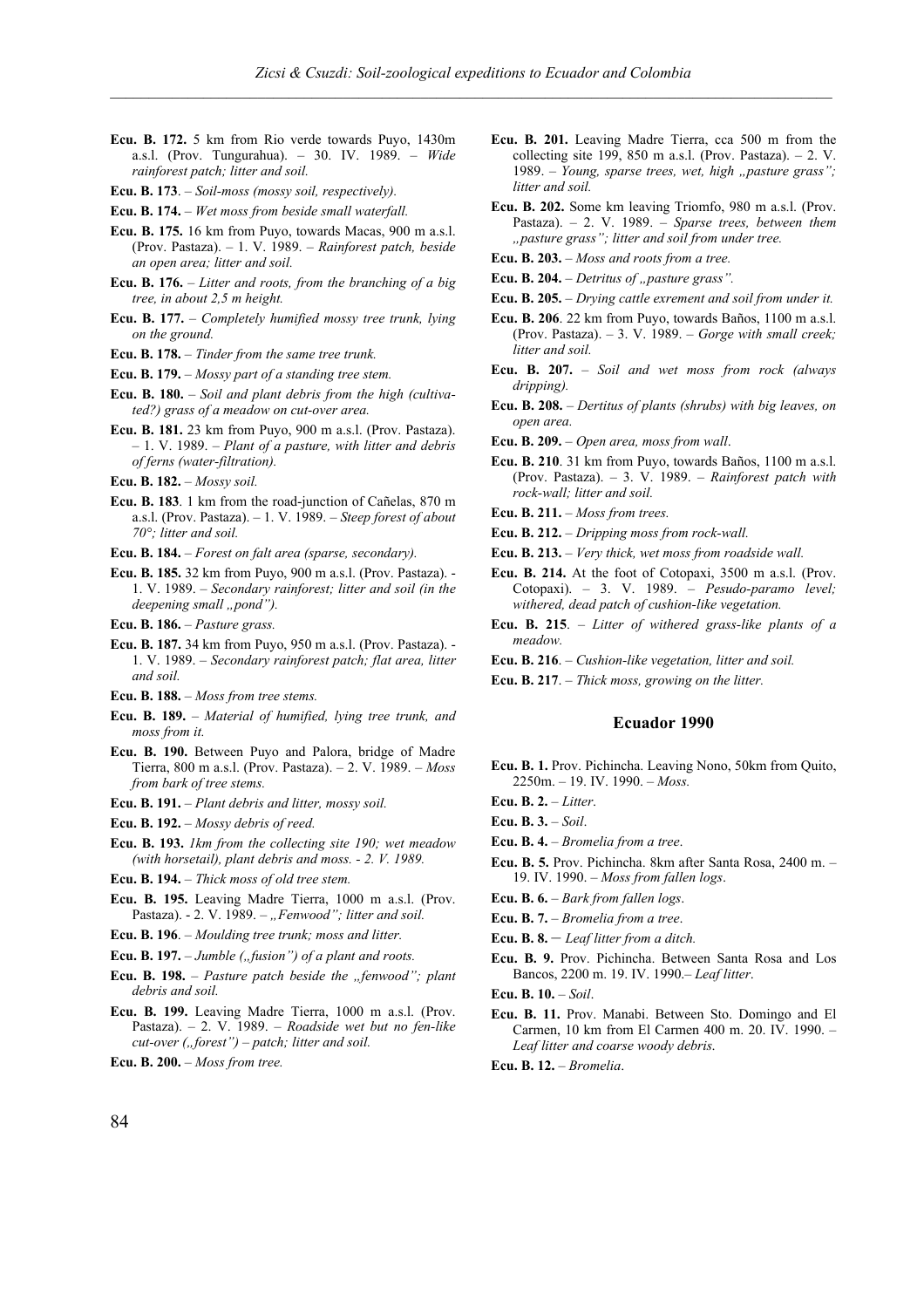**Ecu. B. 172.** 5 km from Rio verde towards Puyo, 1430m a.s.l. (Prov. Tungurahua). – 30. IV. 1989. – *Wide rainforest patch; litter and soil.*

**Ecu. B. 173**. – *Soil-moss (mossy soil, respectively).*

**Ecu. B. 174.** – *Wet moss from beside small waterfall.*

**Ecu. B. 175.** 16 km from Puyo, towards Macas, 900 m a.s.l. (Prov. Pastaza). – 1. V. 1989. – *Rainforest patch, beside an open area; litter and soil.*

**Ecu. B. 176.** – *Litter and roots, from the branching of a big tree, in about 2,5 m height.*

**Ecu. B. 177.** – *Completely humified mossy tree trunk, lying on the ground.*

**Ecu. B. 178.** – *Tinder from the same tree trunk.*

**Ecu. B. 179.** – *Mossy part of a standing tree stem.*

**Ecu. B. 180.** – *Soil and plant debris from the high (cultivated?) grass of a meadow on cut-over area.*

**Ecu. B. 181.** 23 km from Puyo, 900 m a.s.l. (Prov. Pastaza). – 1. V. 1989. – *Plant of a pasture, with litter and debris of ferns (water-filtration).*

**Ecu. B. 182.** – *Mossy soil.*

**Ecu. B. 183**. 1 km from the road-junction of Cañelas, 870 m a.s.l. (Prov. Pastaza). – 1. V. 1989. – *Steep forest of about 70°; litter and soil.*

**Ecu. B. 184.** – *Forest on falt area (sparse, secondary).*

**Ecu. B. 185.** 32 km from Puyo, 900 m a.s.l. (Prov. Pastaza). - 1. V. 1989. – *Secondary rainforest; litter and soil (in the deepening small „pond").*

**Ecu. B. 186.** – *Pasture grass.*

**Ecu. B. 187.** 34 km from Puyo, 950 m a.s.l. (Prov. Pastaza). - 1. V. 1989. – *Secondary rainforest patch; flat area, litter and soil.*

**Ecu. B. 188.** – *Moss from tree stems.*

**Ecu. B. 189.** – *Material of humified, lying tree trunk, and moss from it.*

**Ecu. B. 190.** Between Puyo and Palora, bridge of Madre Tierra, 800 m a.s.l. (Prov. Pastaza). – 2. V. 1989. – *Moss from bark of tree stems.*

**Ecu. B. 191.** – *Plant debris and litter, mossy soil.*

**Ecu. B. 192.** – *Mossy debris of reed.*

**Ecu. B. 193.** *1km from the collecting site 190; wet meadow (with horsetail), plant debris and moss. - 2. V. 1989.*

**Ecu. B. 194.** – *Thick moss of old tree stem.*

**Ecu. B. 195.** Leaving Madre Tierra, 1000 m a.s.l. (Prov. Pastaza). - 2. V. 1989. – *„Fenwood"; litter and soil.*

**Ecu. B. 196**. – *Moulding tree trunk; moss and litter.*

**Ecu. B. 197.** – *Jumble („fusion") of a plant and roots.*

**Ecu. B. 198.** – *Pasture patch beside the „fenwood"; plant debris and soil.*

**Ecu. B. 199.** Leaving Madre Tierra, 1000 m a.s.l. (Prov. Pastaza). – 2. V. 1989. – *Roadside wet but no fen-like cut-over („forest") – patch; litter and soil.*

**Ecu. B. 200.** – *Moss from tree.*

**Ecu. B. 201.** Leaving Madre Tierra, cca 500 m from the collecting site 199, 850 m a.s.l. (Prov. Pastaza). – 2. V. 1989. – *Young, sparse trees, wet, high „pasture grass"; litter and soil.*

**Ecu. B. 202.** Some km leaving Triomfo, 980 m a.s.l. (Prov. Pastaza). – 2. V. 1989. – *Sparse trees, between them „pasture grass"; litter and soil from under tree.*

**Ecu. B. 203.** – *Moss and roots from a tree.*

**Ecu. B. 204.** – *Detritus of „pasture grass".*

**Ecu. B. 205.** – *Drying cattle exrement and soil from under it.*

**Ecu. B. 206**. 22 km from Puyo, towards Baños, 1100 m a.s.l. (Prov. Pastaza). – 3. V. 1989. – *Gorge with small creek; litter and soil.*

**Ecu. B. 207.** – *Soil and wet moss from rock (always dripping).*

**Ecu. B. 208.** – *Dertitus of plants (shrubs) with big leaves, on open area.*

**Ecu. B. 209.** – *Open area, moss from wall*.

**Ecu. B. 210**. 31 km from Puyo, towards Baños, 1100 m a.s.l. (Prov. Pastaza). – 3. V. 1989. – *Rainforest patch with rock-wall; litter and soil.*

**Ecu. B. 211.** – *Moss from trees.*

**Ecu. B. 212.** – *Dripping moss from rock-wall.*

**Ecu. B. 213.** – *Very thick, wet moss from roadside wall.*

**Ecu. B. 214.** At the foot of Cotopaxi, 3500 m a.s.l. (Prov. Cotopaxi). – 3. V. 1989. – *Pesudo-paramo level; withered, dead patch of cushion-like vegetation.*

**Ecu. B. 215**. – *Litter of withered grass-like plants of a meadow.*

**Ecu. B. 216**. – *Cushion-like vegetation, litter and soil.*

**Ecu. B. 217**. – *Thick moss, growing on the litter.*

## Ecuador 1990

**Ecu. B. 1.** Prov. Pichincha. Leaving Nono, 50km from Quito, 2250m. – 19. IV. 1990. – *Moss.*

**Ecu. B. 2.** – *Litter*.

**Ecu. B. 3.** – *Soil*.

**Ecu. B. 4.** – *Bromelia from a tree*.

**Ecu. B. 5.** Prov. Pichincha. 8km after Santa Rosa, 2400 m. – 19. IV. 1990. – *Moss from fallen logs*.

**Ecu. B. 6.** – *Bark from fallen logs*.

**Ecu. B. 7.** – *Bromelia from a tree*.

**Ecu. B. 8.** – *Leaf litter from a ditch.*

**Ecu. B. 9.** Prov. Pichincha. Between Santa Rosa and Los Bancos, 2200 m. 19. IV. 1990.– *Leaf litter*.

**Ecu. B. 10.** – *Soil*.

**Ecu. B. 11.** Prov. Manabi. Between Sto. Domingo and El Carmen, 10 km from El Carmen 400 m. 20. IV. 1990. – *Leaf litter and coarse woody debris.*

**Ecu. B. 12.** – *Bromelia*.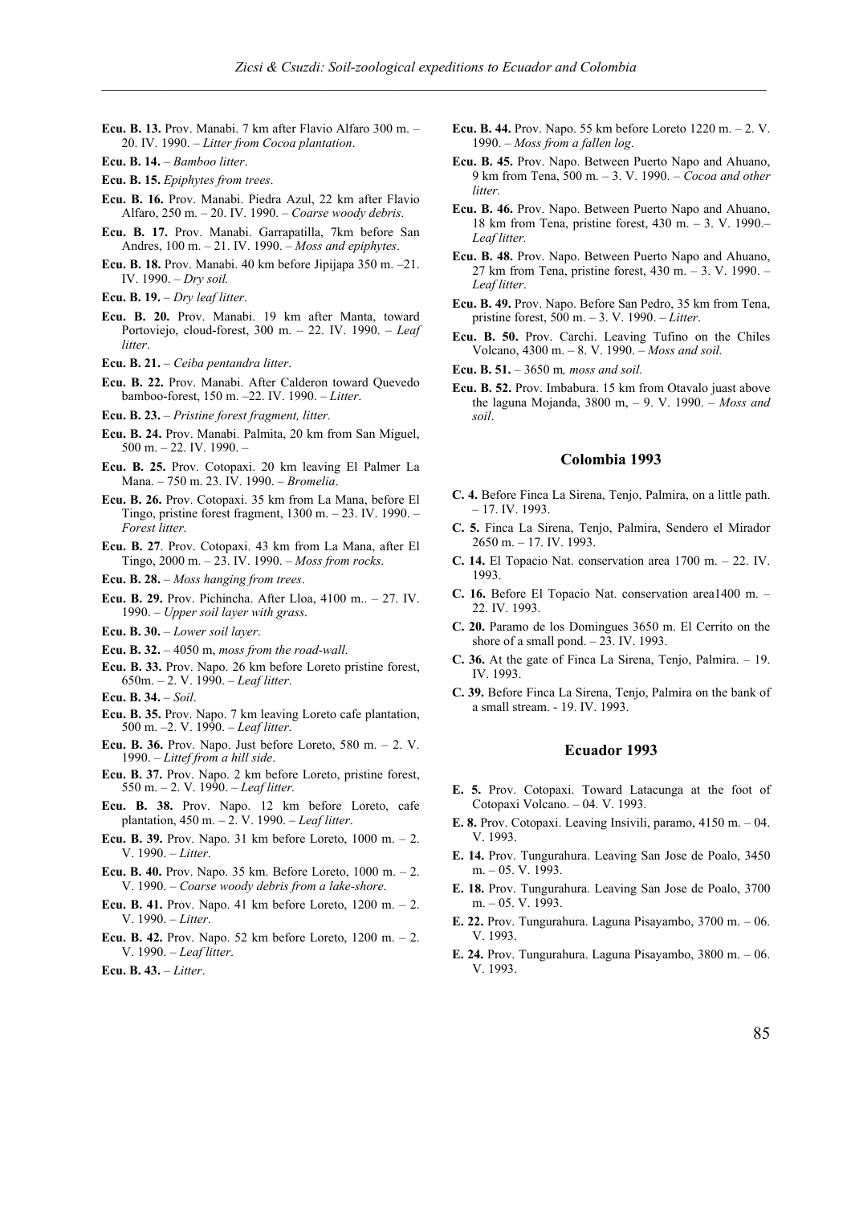**Ecu. B. 13.** Prov. Manabi. 7 km after Flavio Alfaro 300 m. – 20. IV. 1990. – *Litter from Cocoa plantation*.

**Ecu. B. 14.** – *Bamboo litter*.

**Ecu. B. 15.** *Epiphytes from trees*.

**Ecu. B. 16.** Prov. Manabi. Piedra Azul, 22 km after Flavio Alfaro, 250 m. – 20. IV. 1990. – *Coarse woody debris*.

**Ecu. B. 17.** Prov. Manabi. Garrapatilla, 7km before San Andres, 100 m. – 21. IV. 1990. – *Moss and epiphytes*.

**Ecu. B. 18.** Prov. Manabi. 40 km before Jipijapa 350 m. –21. IV. 1990. – *Dry soil.*

**Ecu. B. 19.** – *Dry leaf litter*.

**Ecu. B. 20.** Prov. Manabi. 19 km after Manta, toward Portoviejo, cloud-forest, 300 m. – 22. IV. 1990. – *Leaf litter*.

**Ecu. B. 21.** – *Ceiba pentandra litter*.

**Ecu. B. 22.** Prov. Manabi. After Calderon toward Quevedo bamboo-forest, 150 m. –22. IV. 1990. – *Litter*.

**Ecu. B. 23.** – *Pristine forest fragment, litter.*

**Ecu. B. 24.** Prov. Manabi. Palmita, 20 km from San Miguel, 500 m. – 22. IV. 1990. –

**Ecu. B. 25.** Prov. Cotopaxi. 20 km leaving El Palmer La Mana. – 750 m. 23. IV. 1990. – *Bromelia*.

**Ecu. B. 26.** Prov. Cotopaxi. 35 km from La Mana, before El Tingo, pristine forest fragment, 1300 m. – 23. IV. 1990. – *Forest litter*.

**Ecu. B. 27**. Prov. Cotopaxi. 43 km from La Mana, after El Tingo, 2000 m. – 23. IV. 1990. – *Moss from rocks*.

**Ecu. B. 28.** – *Moss hanging from trees*.

**Ecu. B. 29.** Prov. Pichincha. After Lloa, 4100 m.. – 27. IV. 1990. – *Upper soil layer with grass*.

**Ecu. B. 30.** – *Lower soil layer*.

**Ecu. B. 32.** – 4050 m, *moss from the road-wall*.

**Ecu. B. 33.** Prov. Napo. 26 km before Loreto pristine forest, 650m. – 2. V. 1990. – *Leaf litter*.

**Ecu. B. 34.** – *Soil*.

**Ecu. B. 35.** Prov. Napo. 7 km leaving Loreto cafe plantation, 500 m. –2. V. 1990. – *Leaf litter*.

**Ecu. B. 36.** Prov. Napo. Just before Loreto, 580 m. – 2. V. 1990. – *Littef from a hill side*.

**Ecu. B. 37.** Prov. Napo. 2 km before Loreto, pristine forest, 550 m. – 2. V. 1990. – *Leaf litter.*

**Ecu. B. 38.** Prov. Napo. 12 km before Loreto, cafe plantation, 450 m. – 2. V. 1990. – *Leaf litter*.

**Ecu. B. 39.** Prov. Napo. 31 km before Loreto, 1000 m. – 2. V. 1990. – *Litter*.

**Ecu. B. 40.** Prov. Napo. 35 km. Before Loreto, 1000 m. – 2. V. 1990. – *Coarse woody debris from a lake-shore*.

**Ecu. B. 41.** Prov. Napo. 41 km before Loreto, 1200 m. – 2. V. 1990. – *Litter*.

**Ecu. B. 42.** Prov. Napo. 52 km before Loreto, 1200 m. – 2. V. 1990. – *Leaf litter*.

**Ecu. B. 43.** – *Litter*.

**Ecu. B. 44.** Prov. Napo. 55 km before Loreto 1220 m. – 2. V. 1990. – *Moss from a fallen log*.

**Ecu. B. 45.** Prov. Napo. Between Puerto Napo and Ahuano, 9 km from Tena, 500 m. – 3. V. 1990. – *Cocoa and other litter.*

**Ecu. B. 46.** Prov. Napo. Between Puerto Napo and Ahuano, 18 km from Tena, pristine forest, 430 m. – 3. V. 1990.– *Leaf litter.*

**Ecu. B. 48.** Prov. Napo. Between Puerto Napo and Ahuano, 27 km from Tena, pristine forest, 430 m. – 3. V. 1990. – *Leaf litter*.

**Ecu. B. 49.** Prov. Napo. Before San Pedro, 35 km from Tena, pristine forest, 500 m. – 3. V. 1990. – *Litter*.

**Ecu. B. 50.** Prov. Carchi. Leaving Tufino on the Chiles Volcano, 4300 m. – 8. V. 1990. – *Moss and soil.*

**Ecu. B. 51.** – 3650 m*, moss and soil.*

**Ecu. B. 52.** Prov. Imbabura. 15 km from Otavalo juast above the laguna Mojanda, 3800 m, – 9. V. 1990. – *Moss and soil*.

## Colombia 1993

**C. 4.** Before Finca La Sirena, Tenjo, Palmira, on a little path. – 17. IV. 1993.

**C. 5.** Finca La Sirena, Tenjo, Palmira, Sendero el Mirador 2650 m. – 17. IV. 1993.

**C. 14.** El Topacio Nat. conservation area 1700 m. – 22. IV. 1993.

**C. 16.** Before El Topacio Nat. conservation area1400 m. – 22. IV. 1993.

**C. 20.** Paramo de los Domingues 3650 m. El Cerrito on the shore of a small pond. – 23. IV. 1993.

**C. 36.** At the gate of Finca La Sirena, Tenjo, Palmira. – 19. IV. 1993.

**C. 39.** Before Finca La Sirena, Tenjo, Palmira on the bank of a small stream. - 19. IV. 1993.

## Ecuador 1993

**E. 5.** Prov. Cotopaxi. Toward Latacunga at the foot of Cotopaxi Volcano. – 04. V. 1993.

**E. 8.** Prov. Cotopaxi. Leaving Insivili, paramo, 4150 m. – 04. V. 1993.

**E. 14.** Prov. Tungurahura. Leaving San Jose de Poalo, 3450 m. – 05. V. 1993.

**E. 18.** Prov. Tungurahura. Leaving San Jose de Poalo, 3700 m. – 05. V. 1993.

**E. 22.** Prov. Tungurahura. Laguna Pisayambo, 3700 m. – 06. V. 1993.

**E. 24.** Prov. Tungurahura. Laguna Pisayambo, 3800 m. – 06. V. 1993.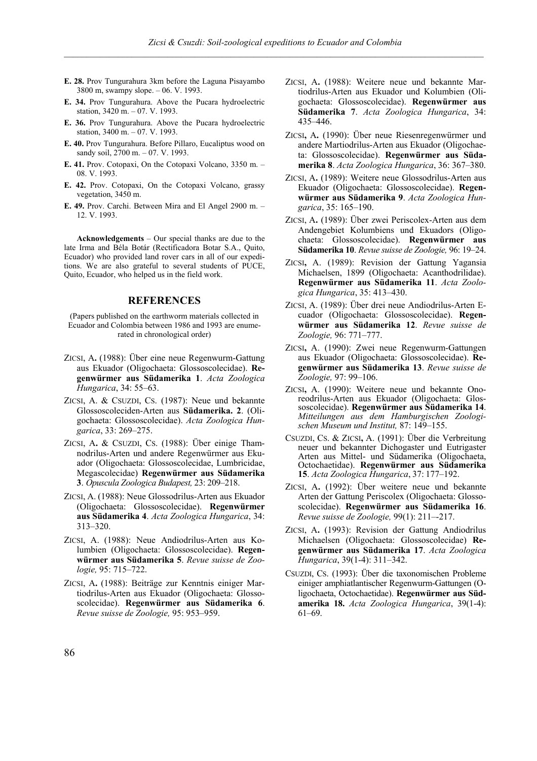**E. 28.** Prov Tungurahura 3km before the Laguna Pisayambo 3800 m, swampy slope. – 06. V. 1993.

**E. 34.** Prov Tungurahura. Above the Pucara hydroelectric station, 3420 m. – 07. V. 1993.

**E. 36.** Prov Tungurahura. Above the Pucara hydroelectric station, 3400 m. – 07. V. 1993.

**E. 40.** Prov Tungurahura. Before Pillaro, Eucaliptus wood on sandy soil, 2700 m. – 07. V. 1993.

**E. 41.** Prov. Cotopaxi, On the Cotopaxi Volcano, 3350 m. – 08. V. 1993.

**E. 42.** Prov. Cotopaxi, On the Cotopaxi Volcano, grassy vegetation, 3450 m.

**E. 49.** Prov. Carchi. Between Mira and El Angel 2900 m. – 12. V. 1993.

**Acknowledgements** – Our special thanks are due to the late Irma and Béla Botár (Rectificadora Botar S.A., Quito, Ecuador) who provided land rover cars in all of our expeditions. We are also grateful to several students of PUCE, Quito, Ecuador, who helped us in the field work.

## REFERENCES

(Papers published on the earthworm materials collected in Ecuador and Colombia between 1986 and 1993 are enumerated in chronological order)

ZICSI, A**.** (1988): Über eine neue Regenwurm-Gattung aus Ekuador (Oligochaeta: Glossoscolecidae). **Regenwürmer aus Südamerika 1**. *Acta Zoologica Hungarica*, 34: 55–63.

ZICSI, A. & CSUZDI, CS. (1987): Neue und bekannte Glossoscoleciden-Arten aus **Südamerika. 2**. (Oligochaeta: Glossoscolecidae). *Acta Zoologica Hungarica*, 33: 269–275.

ZICSI, A**.** & CSUZDI, CS. (1988): Über einige Thamnodrilus-Arten und andere Regenwürmer aus Ekuador (Oligochaeta: Glossoscolecidae, Lumbricidae, Megascolecidae) **Regenwürmer aus Südamerika 3**. *Opuscula Zoologica Budapest,* 23: 209–218.

ZICSI, A. (1988): Neue Glossodrilus-Arten aus Ekuador (Oligochaeta: Glossoscolecidae). **Regenwürmer aus Südamerika 4**. *Acta Zoologica Hungarica*, 34: 313–320.

ZICSI, A. (1988): Neue Andiodrilus-Arten aus Kolumbien (Oligochaeta: Glossoscolecidae). **Regenwürmer aus Südamerika 5**. *Revue suisse de Zoologie,* 95: 715–722.

ZICSI, A**.** (1988): Beiträge zur Kenntnis einiger Martiodrilus-Arten aus Ekuador (Oligochaeta: Glossoscolecidae). **Regenwürmer aus Südamerika 6**. *Revue suisse de Zoologie,* 95: 953–959.

ZICSI, A**.** (1988): Weitere neue und bekannte Martiodrilus-Arten aus Ekuador und Kolumbien (Oligochaeta: Glossoscolecidae). **Regenwürmer aus Südamerika 7**. *Acta Zoologica Hungarica*, 34: 435–446.

ZICSI**,** A**.** (1990): Über neue Riesenregenwürmer und andere Martiodrilus-Arten aus Ekuador (Oligochaeta: Glossoscolecidae). **Regenwürmer aus Südamerika 8**. *Acta Zoologica Hungarica*, 36: 367–380.

ZICSI, A**.** (1989): Weitere neue Glossodrilus-Arten aus Ekuador (Oligochaeta: Glossoscolecidae). **Regenwürmer aus Südamerika 9**. *Acta Zoologica Hungarica*, 35: 165–190.

ZICSI, A**.** (1989): Über zwei Periscolex-Arten aus dem Andengebiet Kolumbiens und Ekuadors (Oligochaeta: Glossoscolecidae). **Regenwürmer aus Südamerika 10**. *Revue suisse de Zoologie,* 96: 19–24.

ZICSI**,** A. (1989): Revision der Gattung Yagansia Michaelsen, 1899 (Oligochaeta: Acanthodrilidae). **Regenwürmer aus Südamerika 11**. *Acta Zoologica Hungarica*, 35: 413–430.

ZICSI, A. (1989): Über drei neue Andiodrilus-Arten Ecuador (Oligochaeta: Glossoscolecidae). **Regenwürmer aus Südamerika 12**. *Revue suisse de Zoologie,* 96: 771–777.

ZICSI**,** A. (1990): Zwei neue Regenwurm-Gattungen aus Ekuador (Oligochaeta: Glossoscolecidae). **Regenwürmer aus Südamerika 13**. *Revue suisse de Zoologie,* 97: 99–106.

ZICSI**,** A. (1990): Weitere neue und bekannte Onoreodrilus-Arten aus Ekuador (Oligochaeta: Glossoscolecidae). **Regenwürmer aus Südamerika 14**. *Mitteilungen aus dem Hamburgischen Zoologischen Museum und Institut,* 87: 149–155.

CSUZDI, CS. & ZICSI**,** A. (1991): Über die Verbreitung neuer und bekannter Dichogaster und Eutrigaster Arten aus Mittel- und Südamerika (Oligochaeta, Octochaetidae). **Regenwürmer aus Südamerika 15**. *Acta Zoologica Hungarica*, 37: 177–192.

ZICSI, A**.** (1992): Über weitere neue und bekannte Arten der Gattung Periscolex (Oligochaeta: Glossoscolecidae). **Regenwürmer aus Südamerika 16**. *Revue suisse de Zoologie,* 99(1): 211–-217.

ZICSI, A**.** (1993): Revision der Gattung Andiodrilus Michaelsen (Oligochaeta: Glossoscolecidae) **Regenwürmer aus Südamerika 17**. *Acta Zoologica Hungarica*, 39(1-4): 311–342.

CSUZDI, CS. (1993): Über die taxonomischen Probleme einiger amphiatlantischer Regenwurm-Gattungen (Oligochaeta, Octochaetidae). **Regenwürmer aus Südamerika 18.** *Acta Zoologica Hungarica*, 39(1-4): 61–69.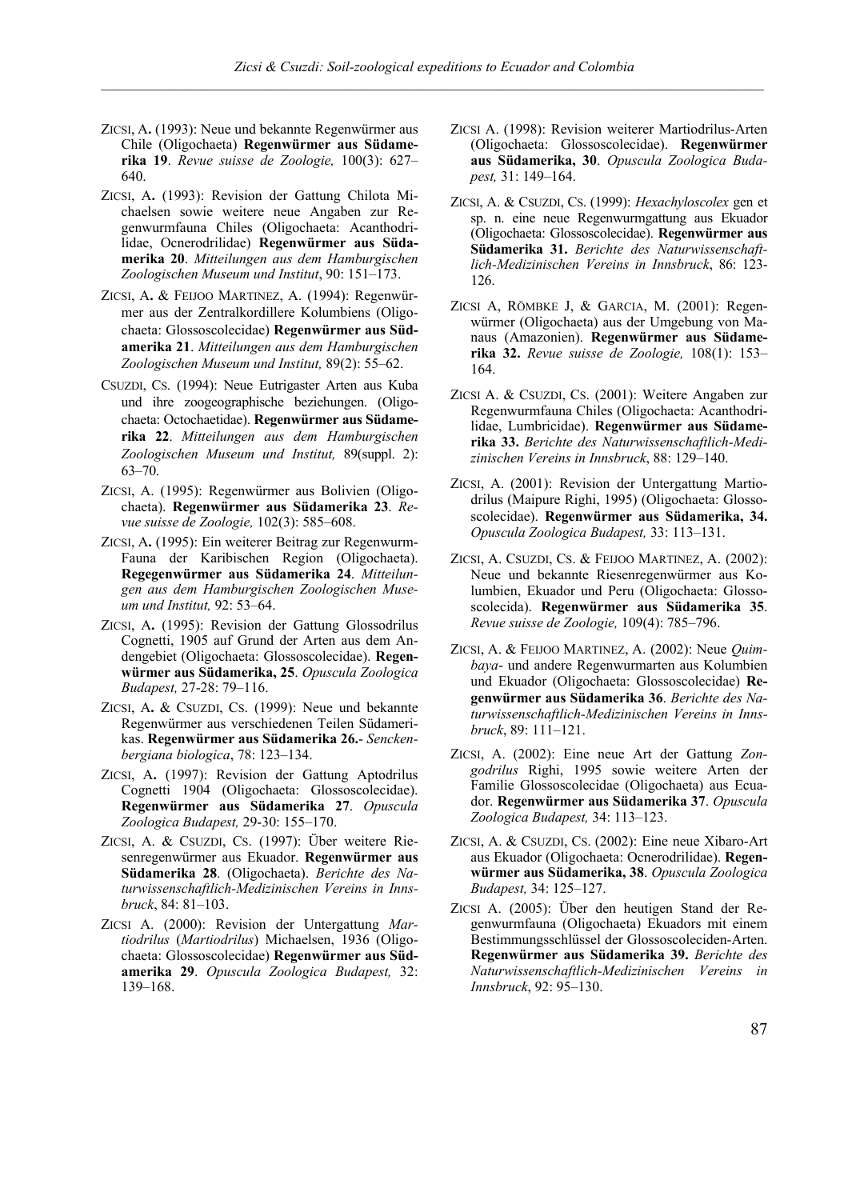ZICSI, A**.** (1993): Neue und bekannte Regenwürmer aus Chile (Oligochaeta) **Regenwürmer aus Südamerika 19**. *Revue suisse de Zoologie,* 100(3): 627–640.

ZICSI, A**.** (1993): Revision der Gattung Chilota Michaelsen sowie weitere neue Angaben zur Regenwurmfauna Chiles (Oligochaeta: Acanthodrilidae, Ocnerodrilidae) **Regenwürmer aus Südamerika 20**. *Mitteilungen aus dem Hamburgischen Zoologischen Museum und Institut*, 90: 151–173.

ZICSI, A**.** & FEIJOO MARTINEZ, A. (1994): Regenwürmer aus der Zentralkordillere Kolumbiens (Oligochaeta: Glossoscolecidae) **Regenwürmer aus Südamerika 21**. *Mitteilungen aus dem Hamburgischen Zoologischen Museum und Institut,* 89(2): 55–62.

CSUZDI, CS. (1994): Neue Eutrigaster Arten aus Kuba und ihre zoogeographische beziehungen. (Oligochaeta: Octochaetidae). **Regenwürmer aus Südamerika 22**. *Mitteilungen aus dem Hamburgischen Zoologischen Museum und Institut,* 89(suppl. 2): 63–70.

ZICSI, A. (1995): Regenwürmer aus Bolivien (Oligochaeta). **Regenwürmer aus Südamerika 23**. *Revue suisse de Zoologie,* 102(3): 585–608.

ZICSI, A**.** (1995): Ein weiterer Beitrag zur Regenwurm-Fauna der Karibischen Region (Oligochaeta). **Regegenwürmer aus Südamerika 24**. *Mitteilungen aus dem Hamburgischen Zoologischen Museum und Institut,* 92: 53–64.

ZICSI, A**.** (1995): Revision der Gattung Glossodrilus Cognetti, 1905 auf Grund der Arten aus dem Andengebiet (Oligochaeta: Glossoscolecidae). **Regenwürmer aus Südamerika, 25**. *Opuscula Zoologica Budapest,* 27-28: 79–116.

ZICSI, A**.** & CSUZDI, CS. (1999): Neue und bekannte Regenwürmer aus verschiedenen Teilen Südamerikas. **Regenwürmer aus Südamerika 26.**- *Senckenbergiana biologica*, 78: 123–134.

ZICSI, A**.** (1997): Revision der Gattung Aptodrilus Cognetti 1904 (Oligochaeta: Glossoscolecidae). **Regenwürmer aus Südamerika 27**. *Opuscula Zoologica Budapest,* 29-30: 155–170.

ZICSI, A. & CSUZDI, CS. (1997): Über weitere Riesenregenwürmer aus Ekuador. **Regenwürmer aus Südamerika 28**. (Oligochaeta). *Berichte des Naturwissenschaftlich-Medizinischen Vereins in Innsbruck*, 84: 81–103.

ZICSI A. (2000): Revision der Untergattung *Martiodrilus* (*Martiodrilus*) Michaelsen, 1936 (Oligochaeta: Glossoscolecidae) **Regenwürmer aus Südamerika 29**. *Opuscula Zoologica Budapest,* 32: 139–168.

ZICSI A. (1998): Revision weiterer Martiodrilus-Arten (Oligochaeta: Glossoscolecidae). **Regenwürmer aus Südamerika, 30**. *Opuscula Zoologica Budapest,* 31: 149–164.

ZICSI, A. & CSUZDI, CS. (1999): *Hexachyloscolex* gen et sp. n. eine neue Regenwurmgattung aus Ekuador (Oligochaeta: Glossoscolecidae). **Regenwürmer aus Südamerika 31.** *Berichte des Naturwissenschaftlich-Medizinischen Vereins in Innsbruck*, 86: 123-126.

ZICSI A, RÖMBKE J, & GARCIA, M. (2001): Regenwürmer (Oligochaeta) aus der Umgebung von Manaus (Amazonien). **Regenwürmer aus Südamerika 32.** *Revue suisse de Zoologie,* 108(1): 153–164.

ZICSI A. & CSUZDI, CS. (2001): Weitere Angaben zur Regenwurmfauna Chiles (Oligochaeta: Acanthodrilidae, Lumbricidae). **Regenwürmer aus Südamerika 33.** *Berichte des Naturwissenschaftlich-Medizinischen Vereins in Innsbruck*, 88: 129–140.

ZICSI, A. (2001): Revision der Untergattung Martiodrilus (Maipure Righi, 1995) (Oligochaeta: Glossoscolecidae). **Regenwürmer aus Südamerika, 34.** *Opuscula Zoologica Budapest,* 33: 113–131.

ZICSI, A. CSUZDI, CS. & FEIJOO MARTINEZ, A. (2002): Neue und bekannte Riesenregenwürmer aus Kolumbien, Ekuador und Peru (Oligochaeta: Glossoscolecida). **Regenwürmer aus Südamerika 35**. *Revue suisse de Zoologie,* 109(4): 785–796.

ZICSI, A. & FEIJOO MARTINEZ, A. (2002): Neue *Quimbaya*- und andere Regenwurmarten aus Kolumbien und Ekuador (Oligochaeta: Glossoscolecidae) **Regenwürmer aus Südamerika 36**. *Berichte des Naturwissenschaftlich-Medizinischen Vereins in Innsbruck*, 89: 111–121.

ZICSI, A. (2002): Eine neue Art der Gattung *Zongodrilus* Righi, 1995 sowie weitere Arten der Familie Glossoscolecidae (Oligochaeta) aus Ecuador. **Regenwürmer aus Südamerika 37**. *Opuscula Zoologica Budapest,* 34: 113–123.

ZICSI, A. & CSUZDI, CS. (2002): Eine neue Xibaro-Art aus Ekuador (Oligochaeta: Ocnerodrilidae). **Regenwürmer aus Südamerika, 38**. *Opuscula Zoologica Budapest,* 34: 125–127.

ZICSI A. (2005): Über den heutigen Stand der Regenwurmfauna (Oligochaeta) Ekuadors mit einem Bestimmungsschlüssel der Glossoscoleciden-Arten. **Regenwürmer aus Südamerika 39.** *Berichte des Naturwissenschaftlich-Medizinischen Vereins in Innsbruck*, 92: 95–130.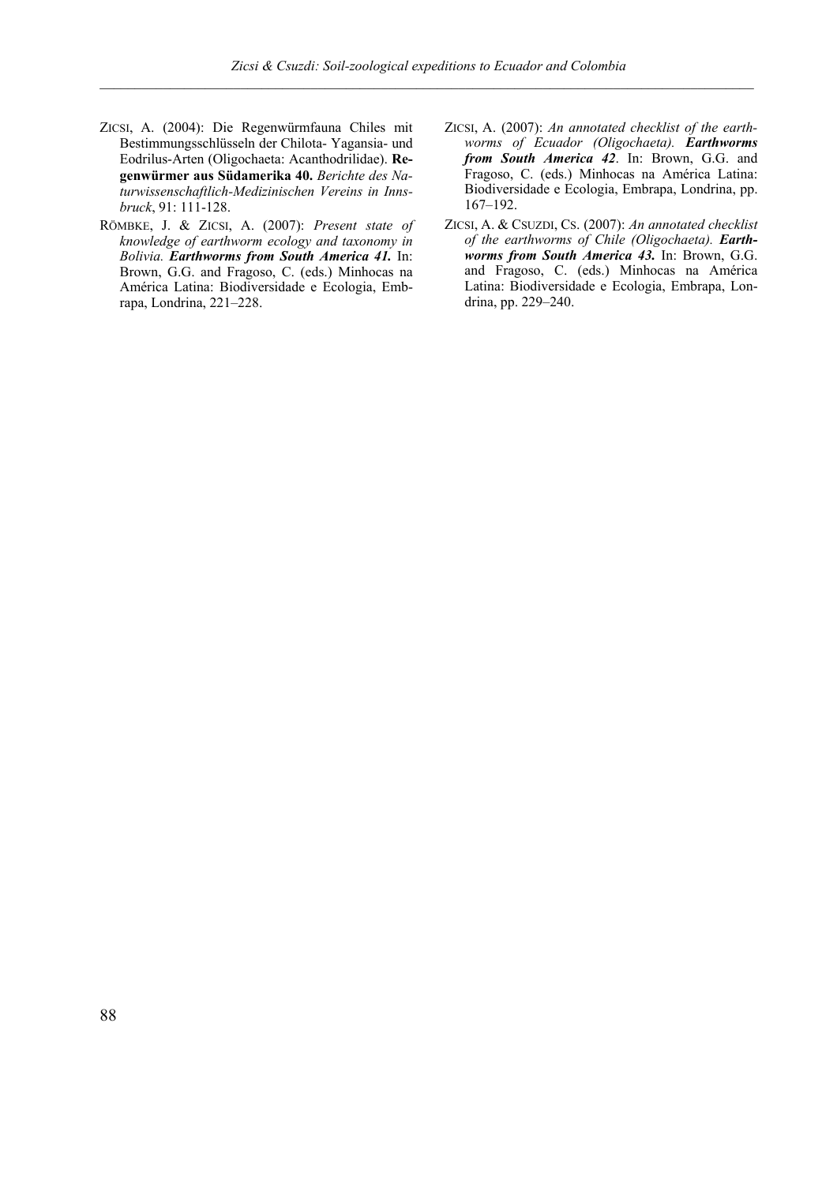ZICSI, A. (2004): Die Regenwürmfauna Chiles mit Bestimmungsschlüsseln der Chilota- Yagansia- und Eodrilus-Arten (Oligochaeta: Acanthodrilidae). **Regenwürmer aus Südamerika 40.** *Berichte des Naturwissenschaftlich-Medizinischen Vereins in Innsbruck*, 91: 111-128.

RÖMBKE, J. & ZICSI, A. (2007): *Present state of knowledge of earthworm ecology and taxonomy in Bolivia.* ***Earthworms from South America 41.*** In: Brown, G.G. and Fragoso, C. (eds.) Minhocas na América Latina: Biodiversidade e Ecologia, Embrapa, Londrina, 221–228.

ZICSI, A. (2007): *An annotated checklist of the earthworms of Ecuador (Oligochaeta).* ***Earthworms from South America 42***. In: Brown, G.G. and Fragoso, C. (eds.) Minhocas na América Latina: Biodiversidade e Ecologia, Embrapa, Londrina, pp. 167–192.

ZICSI, A. & CSUZDI, CS. (2007): *An annotated checklist of the earthworms of Chile (Oligochaeta).* ***Earthworms from South America 43.*** In: Brown, G.G. and Fragoso, C. (eds.) Minhocas na América Latina: Biodiversidade e Ecologia, Embrapa, Londrina, pp. 229–240.